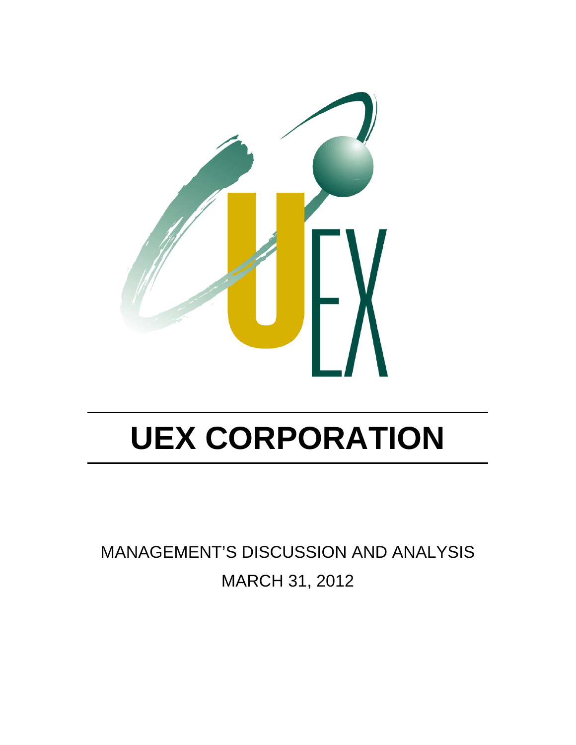# UEX CORPORATION

MANAGEMENT'S DISCUSSION AND ANALYSIS

MARCH 31, 2012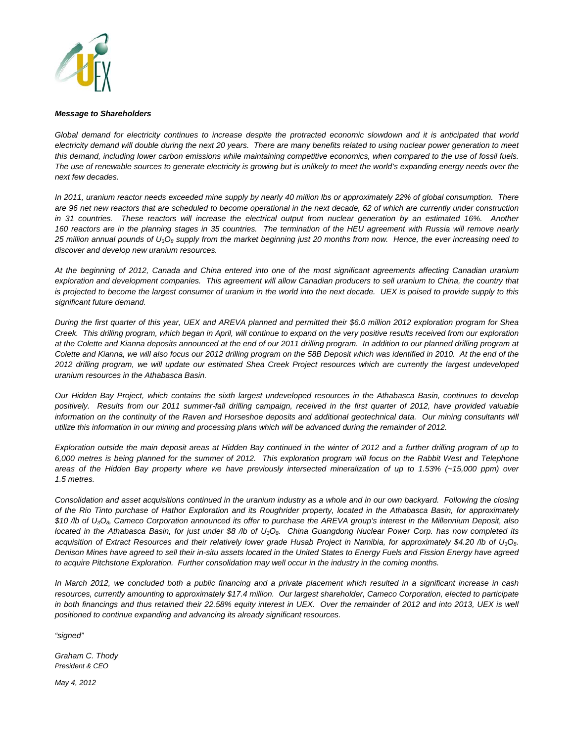***Message to Shareholders***

*Global demand for electricity continues to increase despite the protracted economic slowdown and it is anticipated that world electricity demand will double during the next 20 years. There are many benefits related to using nuclear power generation to meet this demand, including lower carbon emissions while maintaining competitive economics, when compared to the use of fossil fuels. The use of renewable sources to generate electricity is growing but is unlikely to meet the world's expanding energy needs over the next few decades.*

*In 2011, uranium reactor needs exceeded mine supply by nearly 40 million lbs or approximately 22% of global consumption. There are 96 net new reactors that are scheduled to become operational in the next decade, 62 of which are currently under construction in 31 countries. These reactors will increase the electrical output from nuclear generation by an estimated 16%. Another 160 reactors are in the planning stages in 35 countries. The termination of the HEU agreement with Russia will remove nearly 25 million annual pounds of $U_3O_8$ supply from the market beginning just 20 months from now. Hence, the ever increasing need to discover and develop new uranium resources.*

*At the beginning of 2012, Canada and China entered into one of the most significant agreements affecting Canadian uranium exploration and development companies. This agreement will allow Canadian producers to sell uranium to China, the country that is projected to become the largest consumer of uranium in the world into the next decade. UEX is poised to provide supply to this significant future demand.*

*During the first quarter of this year, UEX and AREVA planned and permitted their $6.0 million 2012 exploration program for Shea Creek. This drilling program, which began in April, will continue to expand on the very positive results received from our exploration at the Colette and Kianna deposits announced at the end of our 2011 drilling program. In addition to our planned drilling program at Colette and Kianna, we will also focus our 2012 drilling program on the 58B Deposit which was identified in 2010. At the end of the 2012 drilling program, we will update our estimated Shea Creek Project resources which are currently the largest undeveloped uranium resources in the Athabasca Basin.*

*Our Hidden Bay Project, which contains the sixth largest undeveloped resources in the Athabasca Basin, continues to develop positively. Results from our 2011 summer-fall drilling campaign, received in the first quarter of 2012, have provided valuable information on the continuity of the Raven and Horseshoe deposits and additional geotechnical data. Our mining consultants will utilize this information in our mining and processing plans which will be advanced during the remainder of 2012.*

*Exploration outside the main deposit areas at Hidden Bay continued in the winter of 2012 and a further drilling program of up to 6,000 metres is being planned for the summer of 2012. This exploration program will focus on the Rabbit West and Telephone areas of the Hidden Bay property where we have previously intersected mineralization of up to 1.53% (~15,000 ppm) over 1.5 metres.*

*Consolidation and asset acquisitions continued in the uranium industry as a whole and in our own backyard. Following the closing of the Rio Tinto purchase of Hathor Exploration and its Roughrider property, located in the Athabasca Basin, for approximately $10 /lb of $U_3O_8$, Cameco Corporation announced its offer to purchase the AREVA group's interest in the Millennium Deposit, also located in the Athabasca Basin, for just under $8 /lb of $U_3O_8$. China Guangdong Nuclear Power Corp. has now completed its acquisition of Extract Resources and their relatively lower grade Husab Project in Namibia, for approximately $4.20 /lb of $U_3O_8$. Denison Mines have agreed to sell their in-situ assets located in the United States to Energy Fuels and Fission Energy have agreed to acquire Pitchstone Exploration. Further consolidation may well occur in the industry in the coming months.*

*In March 2012, we concluded both a public financing and a private placement which resulted in a significant increase in cash resources, currently amounting to approximately $17.4 million. Our largest shareholder, Cameco Corporation, elected to participate in both financings and thus retained their 22.58% equity interest in UEX. Over the remainder of 2012 and into 2013, UEX is well positioned to continue expanding and advancing its already significant resources.*

*"signed"*

*Graham C. Thody*
*President & CEO*

*May 4, 2012*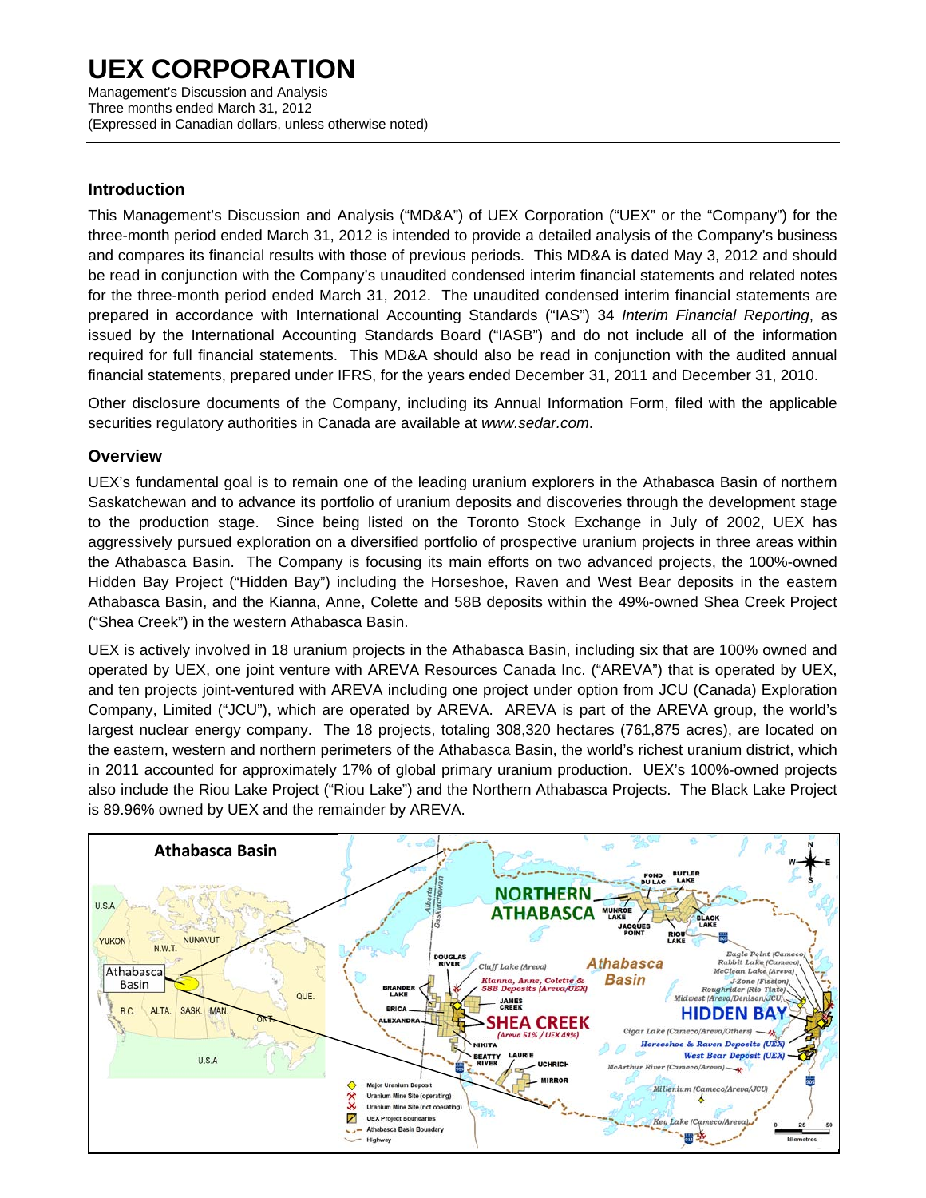# UEX CORPORATION

Management's Discussion and Analysis
Three months ended March 31, 2012
(Expressed in Canadian dollars, unless otherwise noted)

## Introduction

This Management's Discussion and Analysis ("MD&A") of UEX Corporation ("UEX" or the "Company") for the three-month period ended March 31, 2012 is intended to provide a detailed analysis of the Company's business and compares its financial results with those of previous periods. This MD&A is dated May 3, 2012 and should be read in conjunction with the Company's unaudited condensed interim financial statements and related notes for the three-month period ended March 31, 2012. The unaudited condensed interim financial statements are prepared in accordance with International Accounting Standards ("IAS") 34 *Interim Financial Reporting*, as issued by the International Accounting Standards Board ("IASB") and do not include all of the information required for full financial statements. This MD&A should also be read in conjunction with the audited annual financial statements, prepared under IFRS, for the years ended December 31, 2011 and December 31, 2010.

Other disclosure documents of the Company, including its Annual Information Form, filed with the applicable securities regulatory authorities in Canada are available at *www.sedar.com*.

## Overview

UEX's fundamental goal is to remain one of the leading uranium explorers in the Athabasca Basin of northern Saskatchewan and to advance its portfolio of uranium deposits and discoveries through the development stage to the production stage. Since being listed on the Toronto Stock Exchange in July of 2002, UEX has aggressively pursued exploration on a diversified portfolio of prospective uranium projects in three areas within the Athabasca Basin. The Company is focusing its main efforts on two advanced projects, the 100%-owned Hidden Bay Project ("Hidden Bay") including the Horseshoe, Raven and West Bear deposits in the eastern Athabasca Basin, and the Kianna, Anne, Colette and 58B deposits within the 49%-owned Shea Creek Project ("Shea Creek") in the western Athabasca Basin.

UEX is actively involved in 18 uranium projects in the Athabasca Basin, including six that are 100% owned and operated by UEX, one joint venture with AREVA Resources Canada Inc. ("AREVA") that is operated by UEX, and ten projects joint-ventured with AREVA including one project under option from JCU (Canada) Exploration Company, Limited ("JCU"), which are operated by AREVA. AREVA is part of the AREVA group, the world's largest nuclear energy company. The 18 projects, totaling 308,320 hectares (761,875 acres), are located on the eastern, western and northern perimeters of the Athabasca Basin, the world's richest uranium district, which in 2011 accounted for approximately 17% of global primary uranium production. UEX's 100%-owned projects also include the Riou Lake Project ("Riou Lake") and the Northern Athabasca Projects. The Black Lake Project is 89.96% owned by UEX and the remainder by AREVA.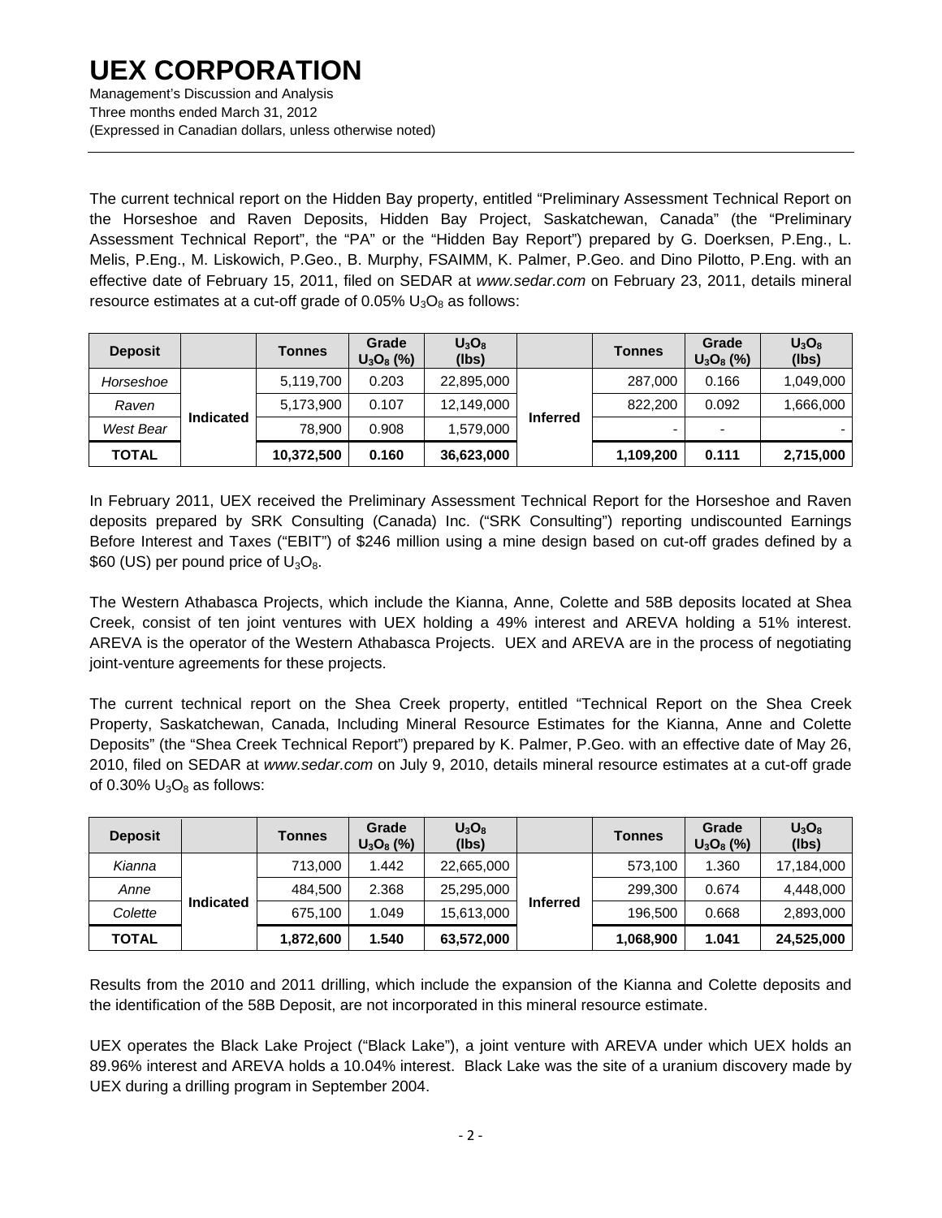The current technical report on the Hidden Bay property, entitled "Preliminary Assessment Technical Report on the Horseshoe and Raven Deposits, Hidden Bay Project, Saskatchewan, Canada" (the "Preliminary Assessment Technical Report", the "PA" or the "Hidden Bay Report") prepared by G. Doerksen, P.Eng., L. Melis, P.Eng., M. Liskowich, P.Geo., B. Murphy, FSAIMM, K. Palmer, P.Geo. and Dino Pilotto, P.Eng. with an effective date of February 15, 2011, filed on SEDAR at *www.sedar.com* on February 23, 2011, details mineral resource estimates at a cut-off grade of 0.05% $U_3O_8$ as follows:

| Deposit | | Tonnes | Grade $U_3O_8$ (%) | $U_3O_8$ (lbs) | | Tonnes | Grade $U_3O_8$ (%) | $U_3O_8$ (lbs) |
|---|---|---|---|---|---|---|---|---|
| *Horseshoe* | Indicated | 5,119,700 | 0.203 | 22,895,000 | Inferred | 287,000 | 0.166 | 1,049,000 |
| *Raven* | | 5,173,900 | 0.107 | 12,149,000 | | 822,200 | 0.092 | 1,666,000 |
| *West Bear* | | 78,900 | 0.908 | 1,579,000 | | - | - | - |
| **TOTAL** | | **10,372,500** | **0.160** | **36,623,000** | | **1,109,200** | **0.111** | **2,715,000** |

In February 2011, UEX received the Preliminary Assessment Technical Report for the Horseshoe and Raven deposits prepared by SRK Consulting (Canada) Inc. ("SRK Consulting") reporting undiscounted Earnings Before Interest and Taxes ("EBIT") of $246 million using a mine design based on cut-off grades defined by a $60 (US) per pound price of $U_3O_8$.

The Western Athabasca Projects, which include the Kianna, Anne, Colette and 58B deposits located at Shea Creek, consist of ten joint ventures with UEX holding a 49% interest and AREVA holding a 51% interest. AREVA is the operator of the Western Athabasca Projects. UEX and AREVA are in the process of negotiating joint-venture agreements for these projects.

The current technical report on the Shea Creek property, entitled "Technical Report on the Shea Creek Property, Saskatchewan, Canada, Including Mineral Resource Estimates for the Kianna, Anne and Colette Deposits" (the "Shea Creek Technical Report") prepared by K. Palmer, P.Geo. with an effective date of May 26, 2010, filed on SEDAR at *www.sedar.com* on July 9, 2010, details mineral resource estimates at a cut-off grade of 0.30% $U_3O_8$ as follows:

| Deposit | | Tonnes | Grade $U_3O_8$ (%) | $U_3O_8$ (lbs) | | Tonnes | Grade $U_3O_8$ (%) | $U_3O_8$ (lbs) |
|---|---|---|---|---|---|---|---|---|
| *Kianna* | Indicated | 713,000 | 1.442 | 22,665,000 | Inferred | 573,100 | 1.360 | 17,184,000 |
| *Anne* | | 484,500 | 2.368 | 25,295,000 | | 299,300 | 0.674 | 4,448,000 |
| *Colette* | | 675,100 | 1.049 | 15,613,000 | | 196,500 | 0.668 | 2,893,000 |
| **TOTAL** | | **1,872,600** | **1.540** | **63,572,000** | | **1,068,900** | **1.041** | **24,525,000** |

Results from the 2010 and 2011 drilling, which include the expansion of the Kianna and Colette deposits and the identification of the 58B Deposit, are not incorporated in this mineral resource estimate.

UEX operates the Black Lake Project ("Black Lake"), a joint venture with AREVA under which UEX holds an 89.96% interest and AREVA holds a 10.04% interest. Black Lake was the site of a uranium discovery made by UEX during a drilling program in September 2004.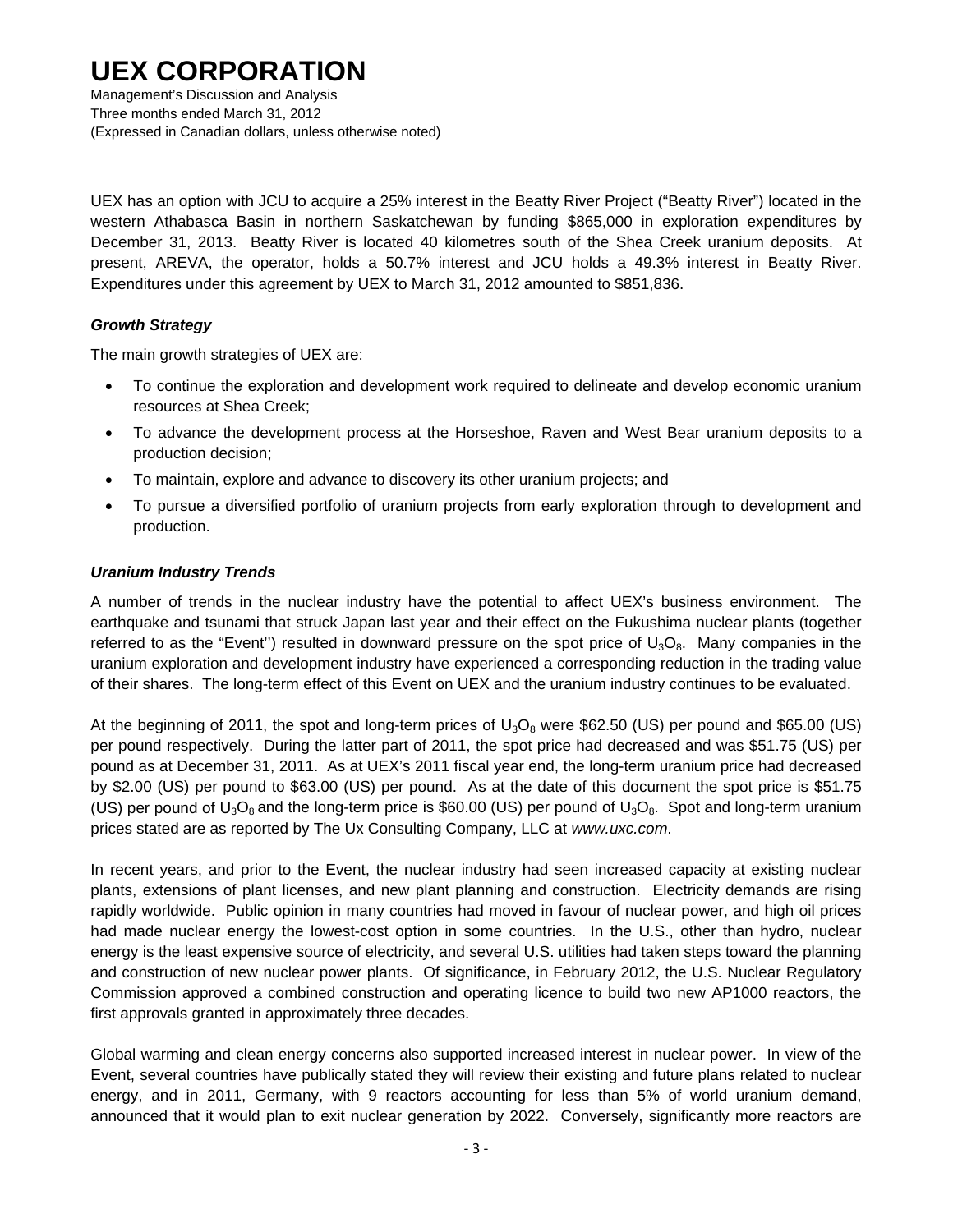UEX has an option with JCU to acquire a 25% interest in the Beatty River Project ("Beatty River") located in the western Athabasca Basin in northern Saskatchewan by funding $865,000 in exploration expenditures by December 31, 2013. Beatty River is located 40 kilometres south of the Shea Creek uranium deposits. At present, AREVA, the operator, holds a 50.7% interest and JCU holds a 49.3% interest in Beatty River. Expenditures under this agreement by UEX to March 31, 2012 amounted to $851,836.

### *Growth Strategy*

The main growth strategies of UEX are:

- To continue the exploration and development work required to delineate and develop economic uranium resources at Shea Creek;
- To advance the development process at the Horseshoe, Raven and West Bear uranium deposits to a production decision;
- To maintain, explore and advance to discovery its other uranium projects; and
- To pursue a diversified portfolio of uranium projects from early exploration through to development and production.

### *Uranium Industry Trends*

A number of trends in the nuclear industry have the potential to affect UEX's business environment. The earthquake and tsunami that struck Japan last year and their effect on the Fukushima nuclear plants (together referred to as the "Event'') resulted in downward pressure on the spot price of $U_3O_8$. Many companies in the uranium exploration and development industry have experienced a corresponding reduction in the trading value of their shares. The long-term effect of this Event on UEX and the uranium industry continues to be evaluated.

At the beginning of 2011, the spot and long-term prices of $U_3O_8$ were $62.50 (US) per pound and $65.00 (US) per pound respectively. During the latter part of 2011, the spot price had decreased and was $51.75 (US) per pound as at December 31, 2011. As at UEX's 2011 fiscal year end, the long-term uranium price had decreased by $2.00 (US) per pound to $63.00 (US) per pound. As at the date of this document the spot price is $51.75 (US) per pound of $U_3O_8$ and the long-term price is $60.00 (US) per pound of $U_3O_8$. Spot and long-term uranium prices stated are as reported by The Ux Consulting Company, LLC at *www.uxc.com*.

In recent years, and prior to the Event, the nuclear industry had seen increased capacity at existing nuclear plants, extensions of plant licenses, and new plant planning and construction. Electricity demands are rising rapidly worldwide. Public opinion in many countries had moved in favour of nuclear power, and high oil prices had made nuclear energy the lowest-cost option in some countries. In the U.S., other than hydro, nuclear energy is the least expensive source of electricity, and several U.S. utilities had taken steps toward the planning and construction of new nuclear power plants. Of significance, in February 2012, the U.S. Nuclear Regulatory Commission approved a combined construction and operating licence to build two new AP1000 reactors, the first approvals granted in approximately three decades.

Global warming and clean energy concerns also supported increased interest in nuclear power. In view of the Event, several countries have publically stated they will review their existing and future plans related to nuclear energy, and in 2011, Germany, with 9 reactors accounting for less than 5% of world uranium demand, announced that it would plan to exit nuclear generation by 2022. Conversely, significantly more reactors are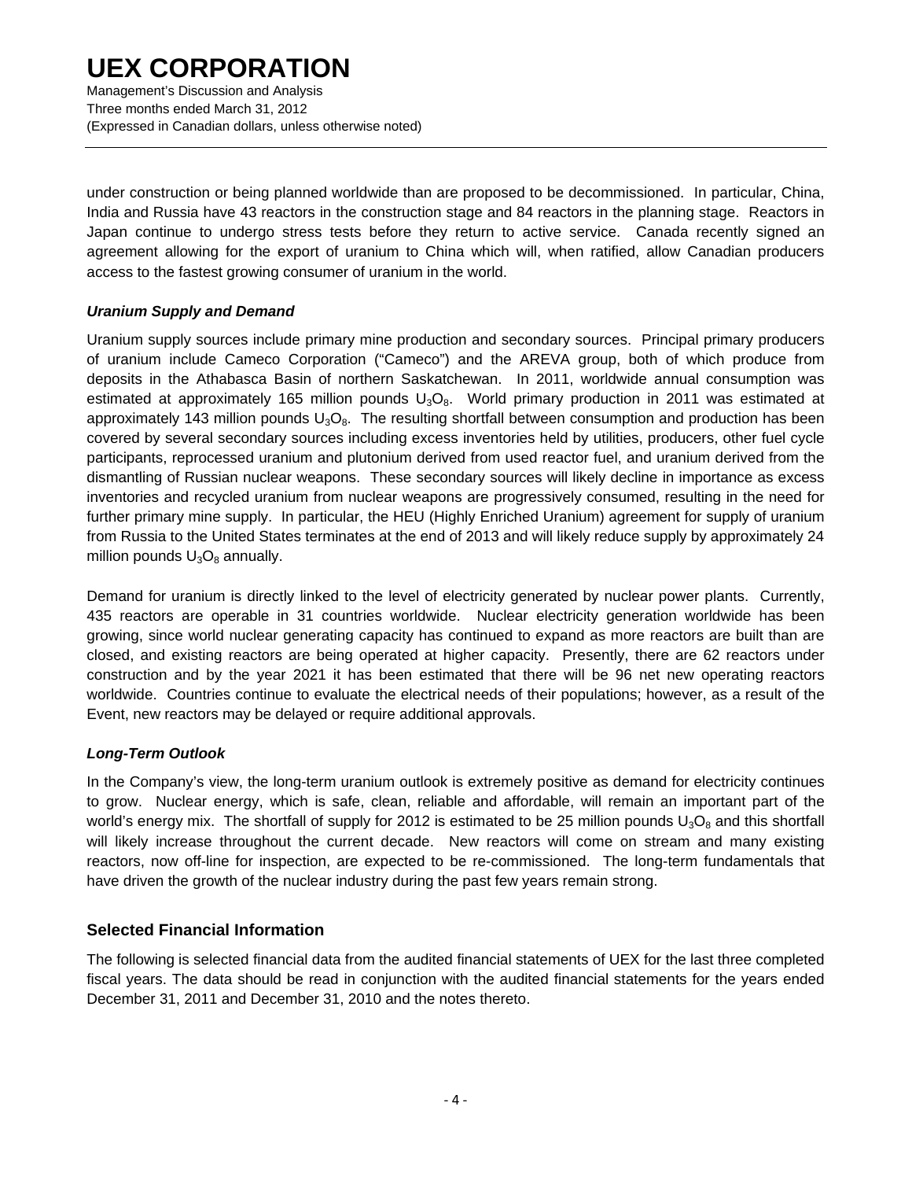under construction or being planned worldwide than are proposed to be decommissioned. In particular, China, India and Russia have 43 reactors in the construction stage and 84 reactors in the planning stage. Reactors in Japan continue to undergo stress tests before they return to active service. Canada recently signed an agreement allowing for the export of uranium to China which will, when ratified, allow Canadian producers access to the fastest growing consumer of uranium in the world.

### *Uranium Supply and Demand*

Uranium supply sources include primary mine production and secondary sources. Principal primary producers of uranium include Cameco Corporation ("Cameco") and the AREVA group, both of which produce from deposits in the Athabasca Basin of northern Saskatchewan. In 2011, worldwide annual consumption was estimated at approximately 165 million pounds $U_3O_8$. World primary production in 2011 was estimated at approximately 143 million pounds $U_3O_8$. The resulting shortfall between consumption and production has been covered by several secondary sources including excess inventories held by utilities, producers, other fuel cycle participants, reprocessed uranium and plutonium derived from used reactor fuel, and uranium derived from the dismantling of Russian nuclear weapons. These secondary sources will likely decline in importance as excess inventories and recycled uranium from nuclear weapons are progressively consumed, resulting in the need for further primary mine supply. In particular, the HEU (Highly Enriched Uranium) agreement for supply of uranium from Russia to the United States terminates at the end of 2013 and will likely reduce supply by approximately 24 million pounds $U_3O_8$ annually.

Demand for uranium is directly linked to the level of electricity generated by nuclear power plants. Currently, 435 reactors are operable in 31 countries worldwide. Nuclear electricity generation worldwide has been growing, since world nuclear generating capacity has continued to expand as more reactors are built than are closed, and existing reactors are being operated at higher capacity. Presently, there are 62 reactors under construction and by the year 2021 it has been estimated that there will be 96 net new operating reactors worldwide. Countries continue to evaluate the electrical needs of their populations; however, as a result of the Event, new reactors may be delayed or require additional approvals.

### *Long-Term Outlook*

In the Company's view, the long-term uranium outlook is extremely positive as demand for electricity continues to grow. Nuclear energy, which is safe, clean, reliable and affordable, will remain an important part of the world's energy mix. The shortfall of supply for 2012 is estimated to be 25 million pounds $U_3O_8$ and this shortfall will likely increase throughout the current decade. New reactors will come on stream and many existing reactors, now off-line for inspection, are expected to be re-commissioned. The long-term fundamentals that have driven the growth of the nuclear industry during the past few years remain strong.

## Selected Financial Information

The following is selected financial data from the audited financial statements of UEX for the last three completed fiscal years. The data should be read in conjunction with the audited financial statements for the years ended December 31, 2011 and December 31, 2010 and the notes thereto.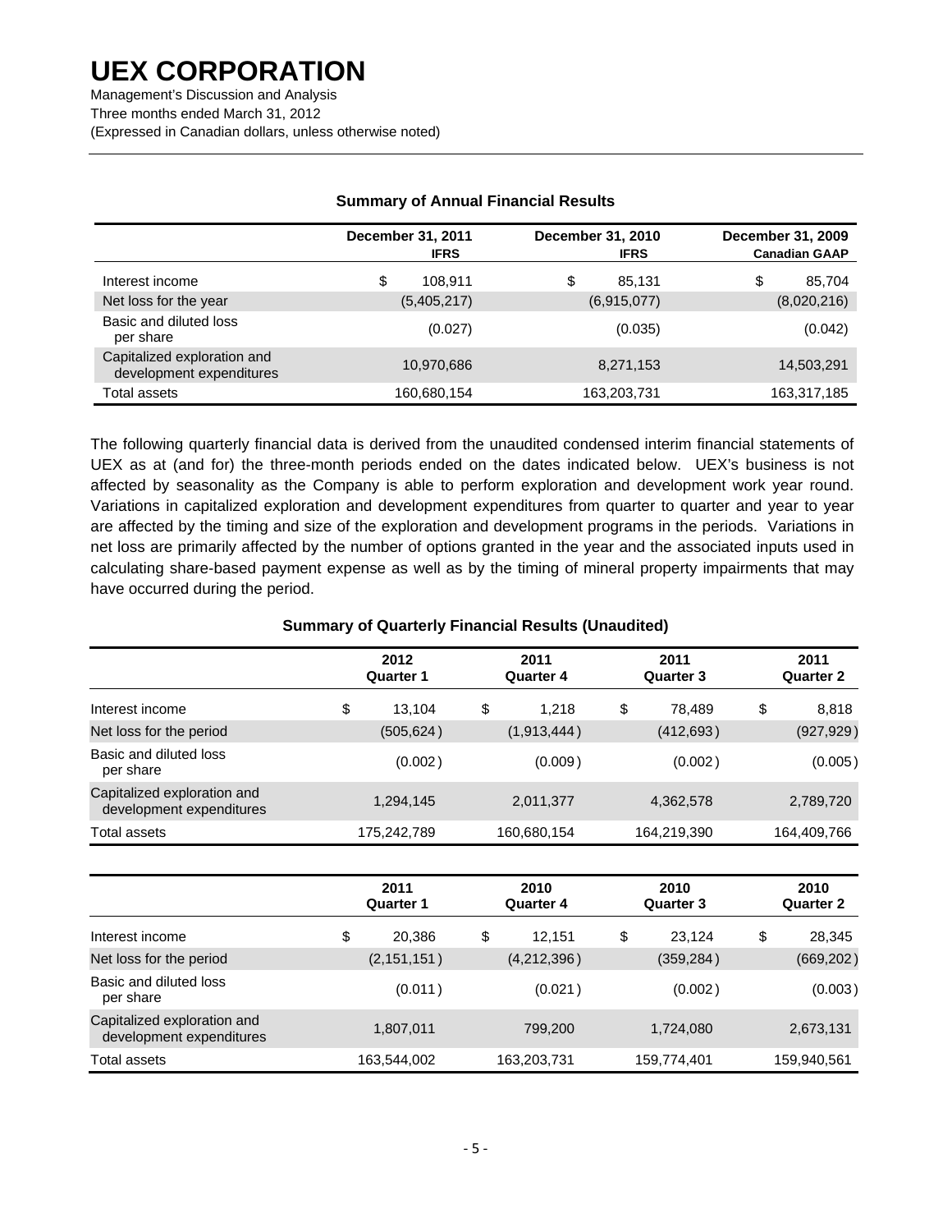**Summary of Annual Financial Results**

| | December 31, 2011 IFRS | December 31, 2010 IFRS | December 31, 2009 Canadian GAAP |
|---|---|---|---|
| Interest income | $ 108,911 | $ 85,131 | $ 85,704 |
| Net loss for the year | (5,405,217) | (6,915,077) | (8,020,216) |
| Basic and diluted loss per share | (0.027) | (0.035) | (0.042) |
| Capitalized exploration and development expenditures | 10,970,686 | 8,271,153 | 14,503,291 |
| Total assets | 160,680,154 | 163,203,731 | 163,317,185 |

The following quarterly financial data is derived from the unaudited condensed interim financial statements of UEX as at (and for) the three-month periods ended on the dates indicated below. UEX's business is not affected by seasonality as the Company is able to perform exploration and development work year round. Variations in capitalized exploration and development expenditures from quarter to quarter and year to year are affected by the timing and size of the exploration and development programs in the periods. Variations in net loss are primarily affected by the number of options granted in the year and the associated inputs used in calculating share-based payment expense as well as by the timing of mineral property impairments that may have occurred during the period.

**Summary of Quarterly Financial Results (Unaudited)**

| | 2012 Quarter 1 | 2011 Quarter 4 | 2011 Quarter 3 | 2011 Quarter 2 |
|---|---|---|---|---|
| Interest income | $ 13,104 | $ 1,218 | $ 78,489 | $ 8,818 |
| Net loss for the period | (505,624) | (1,913,444) | (412,693) | (927,929) |
| Basic and diluted loss per share | (0.002) | (0.009) | (0.002) | (0.005) |
| Capitalized exploration and development expenditures | 1,294,145 | 2,011,377 | 4,362,578 | 2,789,720 |
| Total assets | 175,242,789 | 160,680,154 | 164,219,390 | 164,409,766 |

| | 2011 Quarter 1 | 2010 Quarter 4 | 2010 Quarter 3 | 2010 Quarter 2 |
|---|---|---|---|---|
| Interest income | $ 20,386 | $ 12,151 | $ 23,124 | $ 28,345 |
| Net loss for the period | (2,151,151) | (4,212,396) | (359,284) | (669,202) |
| Basic and diluted loss per share | (0.011) | (0.021) | (0.002) | (0.003) |
| Capitalized exploration and development expenditures | 1,807,011 | 799,200 | 1,724,080 | 2,673,131 |
| Total assets | 163,544,002 | 163,203,731 | 159,774,401 | 159,940,561 |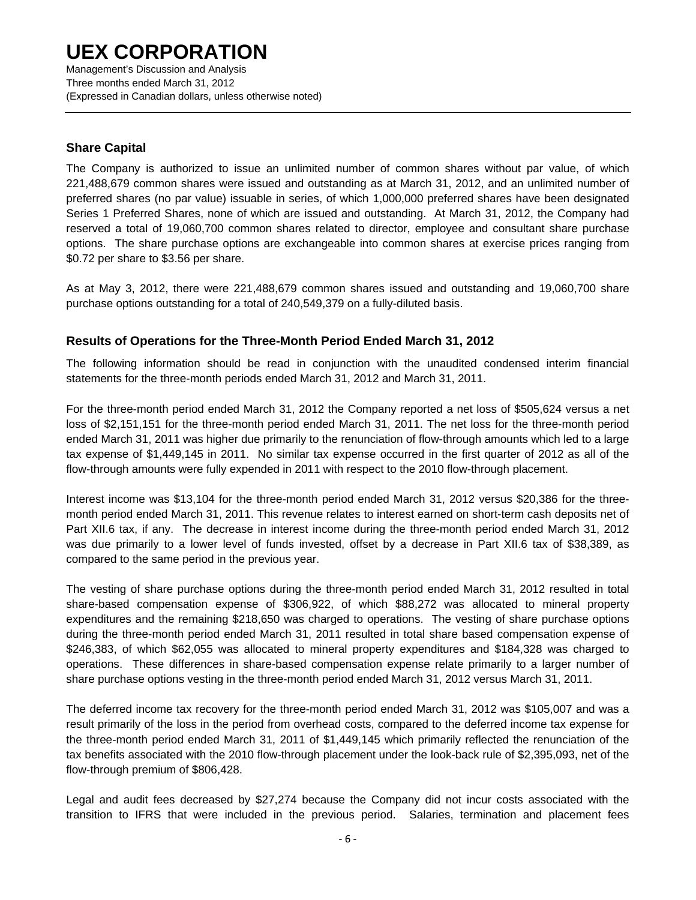## Share Capital

The Company is authorized to issue an unlimited number of common shares without par value, of which 221,488,679 common shares were issued and outstanding as at March 31, 2012, and an unlimited number of preferred shares (no par value) issuable in series, of which 1,000,000 preferred shares have been designated Series 1 Preferred Shares, none of which are issued and outstanding. At March 31, 2012, the Company had reserved a total of 19,060,700 common shares related to director, employee and consultant share purchase options. The share purchase options are exchangeable into common shares at exercise prices ranging from $0.72 per share to $3.56 per share.

As at May 3, 2012, there were 221,488,679 common shares issued and outstanding and 19,060,700 share purchase options outstanding for a total of 240,549,379 on a fully-diluted basis.

## Results of Operations for the Three-Month Period Ended March 31, 2012

The following information should be read in conjunction with the unaudited condensed interim financial statements for the three-month periods ended March 31, 2012 and March 31, 2011.

For the three-month period ended March 31, 2012 the Company reported a net loss of $505,624 versus a net loss of $2,151,151 for the three-month period ended March 31, 2011. The net loss for the three-month period ended March 31, 2011 was higher due primarily to the renunciation of flow-through amounts which led to a large tax expense of $1,449,145 in 2011. No similar tax expense occurred in the first quarter of 2012 as all of the flow-through amounts were fully expended in 2011 with respect to the 2010 flow-through placement.

Interest income was $13,104 for the three-month period ended March 31, 2012 versus $20,386 for the three-month period ended March 31, 2011. This revenue relates to interest earned on short-term cash deposits net of Part XII.6 tax, if any. The decrease in interest income during the three-month period ended March 31, 2012 was due primarily to a lower level of funds invested, offset by a decrease in Part XII.6 tax of $38,389, as compared to the same period in the previous year.

The vesting of share purchase options during the three-month period ended March 31, 2012 resulted in total share-based compensation expense of $306,922, of which $88,272 was allocated to mineral property expenditures and the remaining $218,650 was charged to operations. The vesting of share purchase options during the three-month period ended March 31, 2011 resulted in total share based compensation expense of $246,383, of which $62,055 was allocated to mineral property expenditures and $184,328 was charged to operations. These differences in share-based compensation expense relate primarily to a larger number of share purchase options vesting in the three-month period ended March 31, 2012 versus March 31, 2011.

The deferred income tax recovery for the three-month period ended March 31, 2012 was $105,007 and was a result primarily of the loss in the period from overhead costs, compared to the deferred income tax expense for the three-month period ended March 31, 2011 of $1,449,145 which primarily reflected the renunciation of the tax benefits associated with the 2010 flow-through placement under the look-back rule of $2,395,093, net of the flow-through premium of $806,428.

Legal and audit fees decreased by $27,274 because the Company did not incur costs associated with the transition to IFRS that were included in the previous period. Salaries, termination and placement fees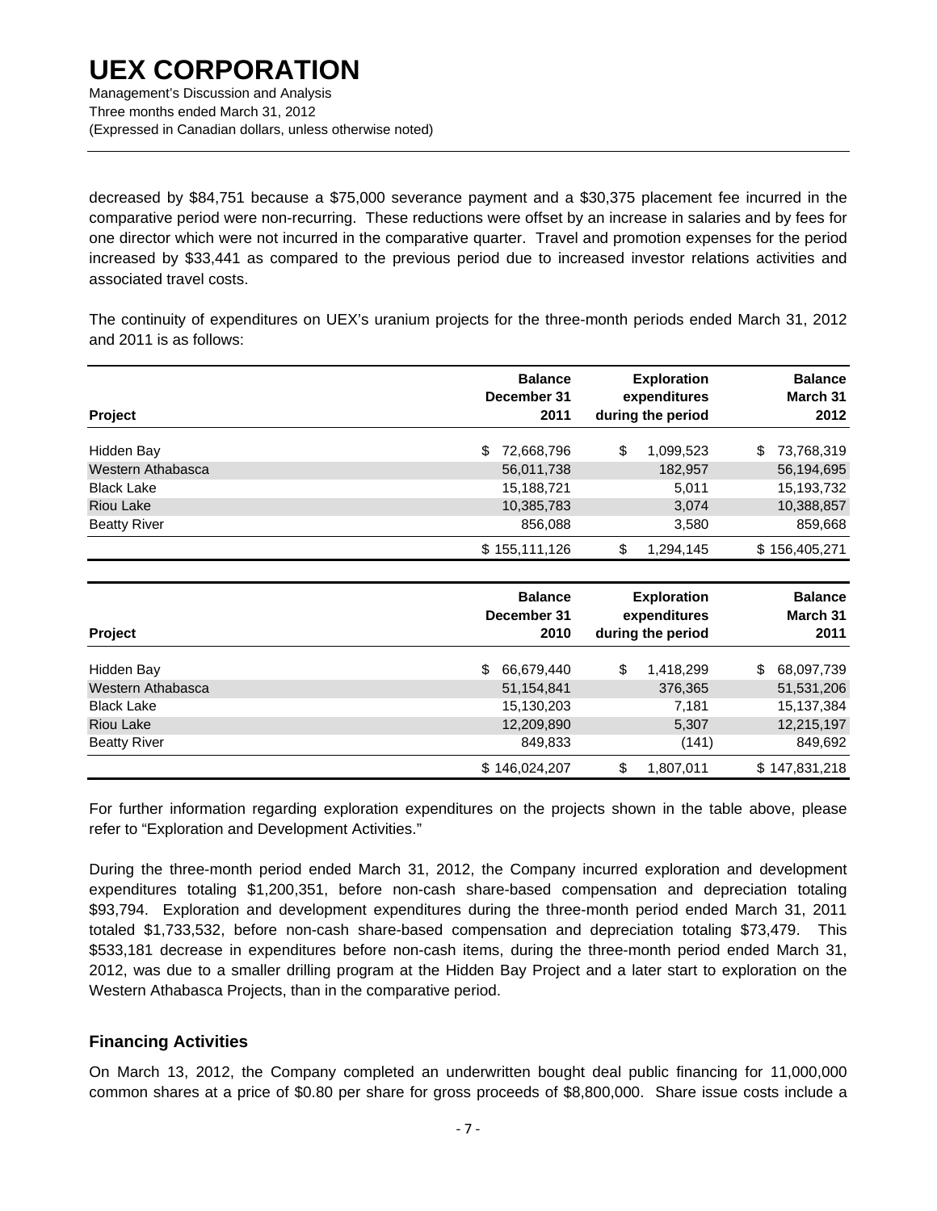decreased by $84,751 because a $75,000 severance payment and a $30,375 placement fee incurred in the comparative period were non-recurring. These reductions were offset by an increase in salaries and by fees for one director which were not incurred in the comparative quarter. Travel and promotion expenses for the period increased by $33,441 as compared to the previous period due to increased investor relations activities and associated travel costs.

The continuity of expenditures on UEX's uranium projects for the three-month periods ended March 31, 2012 and 2011 is as follows:

| Project | Balance December 31 2011 | Exploration expenditures during the period | Balance March 31 2012 |
|---|---|---|---|
| Hidden Bay | $ 72,668,796 | $ 1,099,523 | $ 73,768,319 |
| Western Athabasca | 56,011,738 | 182,957 | 56,194,695 |
| Black Lake | 15,188,721 | 5,011 | 15,193,732 |
| Riou Lake | 10,385,783 | 3,074 | 10,388,857 |
| Beatty River | 856,088 | 3,580 | 859,668 |
| | $ 155,111,126 | $ 1,294,145 | $ 156,405,271 |

| Project | Balance December 31 2010 | Exploration expenditures during the period | Balance March 31 2011 |
|---|---|---|---|
| Hidden Bay | $ 66,679,440 | $ 1,418,299 | $ 68,097,739 |
| Western Athabasca | 51,154,841 | 376,365 | 51,531,206 |
| Black Lake | 15,130,203 | 7,181 | 15,137,384 |
| Riou Lake | 12,209,890 | 5,307 | 12,215,197 |
| Beatty River | 849,833 | (141) | 849,692 |
| | $ 146,024,207 | $ 1,807,011 | $ 147,831,218 |

For further information regarding exploration expenditures on the projects shown in the table above, please refer to "Exploration and Development Activities."

During the three-month period ended March 31, 2012, the Company incurred exploration and development expenditures totaling $1,200,351, before non-cash share-based compensation and depreciation totaling $93,794. Exploration and development expenditures during the three-month period ended March 31, 2011 totaled $1,733,532, before non-cash share-based compensation and depreciation totaling $73,479. This $533,181 decrease in expenditures before non-cash items, during the three-month period ended March 31, 2012, was due to a smaller drilling program at the Hidden Bay Project and a later start to exploration on the Western Athabasca Projects, than in the comparative period.

## Financing Activities

On March 13, 2012, the Company completed an underwritten bought deal public financing for 11,000,000 common shares at a price of $0.80 per share for gross proceeds of $8,800,000. Share issue costs include a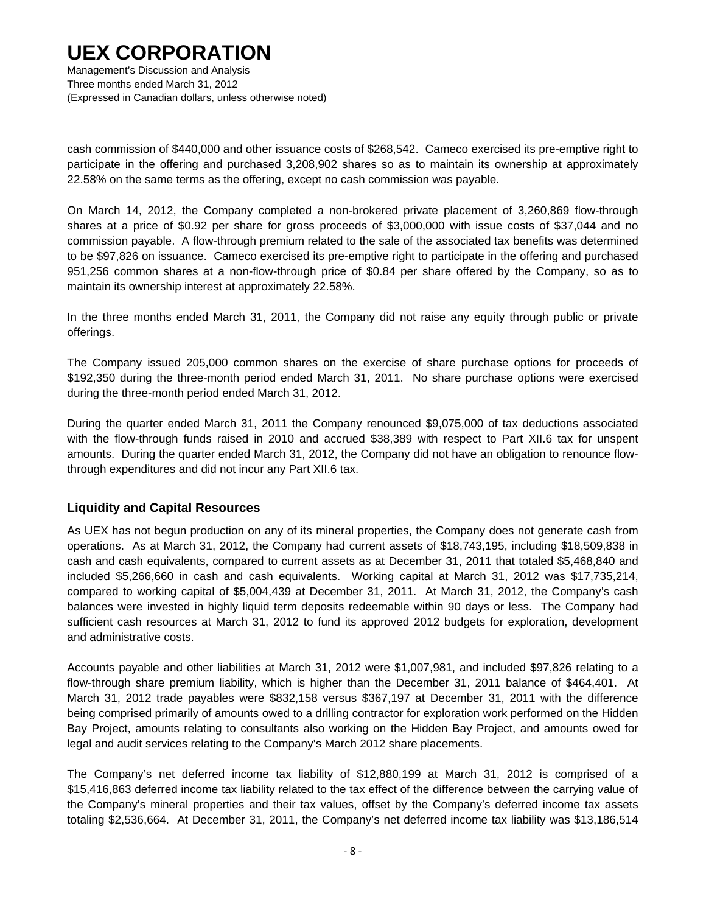cash commission of $440,000 and other issuance costs of $268,542. Cameco exercised its pre-emptive right to participate in the offering and purchased 3,208,902 shares so as to maintain its ownership at approximately 22.58% on the same terms as the offering, except no cash commission was payable.

On March 14, 2012, the Company completed a non-brokered private placement of 3,260,869 flow-through shares at a price of $0.92 per share for gross proceeds of $3,000,000 with issue costs of $37,044 and no commission payable. A flow-through premium related to the sale of the associated tax benefits was determined to be $97,826 on issuance. Cameco exercised its pre-emptive right to participate in the offering and purchased 951,256 common shares at a non-flow-through price of $0.84 per share offered by the Company, so as to maintain its ownership interest at approximately 22.58%.

In the three months ended March 31, 2011, the Company did not raise any equity through public or private offerings.

The Company issued 205,000 common shares on the exercise of share purchase options for proceeds of $192,350 during the three-month period ended March 31, 2011. No share purchase options were exercised during the three-month period ended March 31, 2012.

During the quarter ended March 31, 2011 the Company renounced $9,075,000 of tax deductions associated with the flow-through funds raised in 2010 and accrued $38,389 with respect to Part XII.6 tax for unspent amounts. During the quarter ended March 31, 2012, the Company did not have an obligation to renounce flow-through expenditures and did not incur any Part XII.6 tax.

## Liquidity and Capital Resources

As UEX has not begun production on any of its mineral properties, the Company does not generate cash from operations. As at March 31, 2012, the Company had current assets of $18,743,195, including $18,509,838 in cash and cash equivalents, compared to current assets as at December 31, 2011 that totaled $5,468,840 and included $5,266,660 in cash and cash equivalents. Working capital at March 31, 2012 was $17,735,214, compared to working capital of $5,004,439 at December 31, 2011. At March 31, 2012, the Company's cash balances were invested in highly liquid term deposits redeemable within 90 days or less. The Company had sufficient cash resources at March 31, 2012 to fund its approved 2012 budgets for exploration, development and administrative costs.

Accounts payable and other liabilities at March 31, 2012 were $1,007,981, and included $97,826 relating to a flow-through share premium liability, which is higher than the December 31, 2011 balance of $464,401. At March 31, 2012 trade payables were $832,158 versus $367,197 at December 31, 2011 with the difference being comprised primarily of amounts owed to a drilling contractor for exploration work performed on the Hidden Bay Project, amounts relating to consultants also working on the Hidden Bay Project, and amounts owed for legal and audit services relating to the Company's March 2012 share placements.

The Company's net deferred income tax liability of $12,880,199 at March 31, 2012 is comprised of a $15,416,863 deferred income tax liability related to the tax effect of the difference between the carrying value of the Company's mineral properties and their tax values, offset by the Company's deferred income tax assets totaling $2,536,664. At December 31, 2011, the Company's net deferred income tax liability was $13,186,514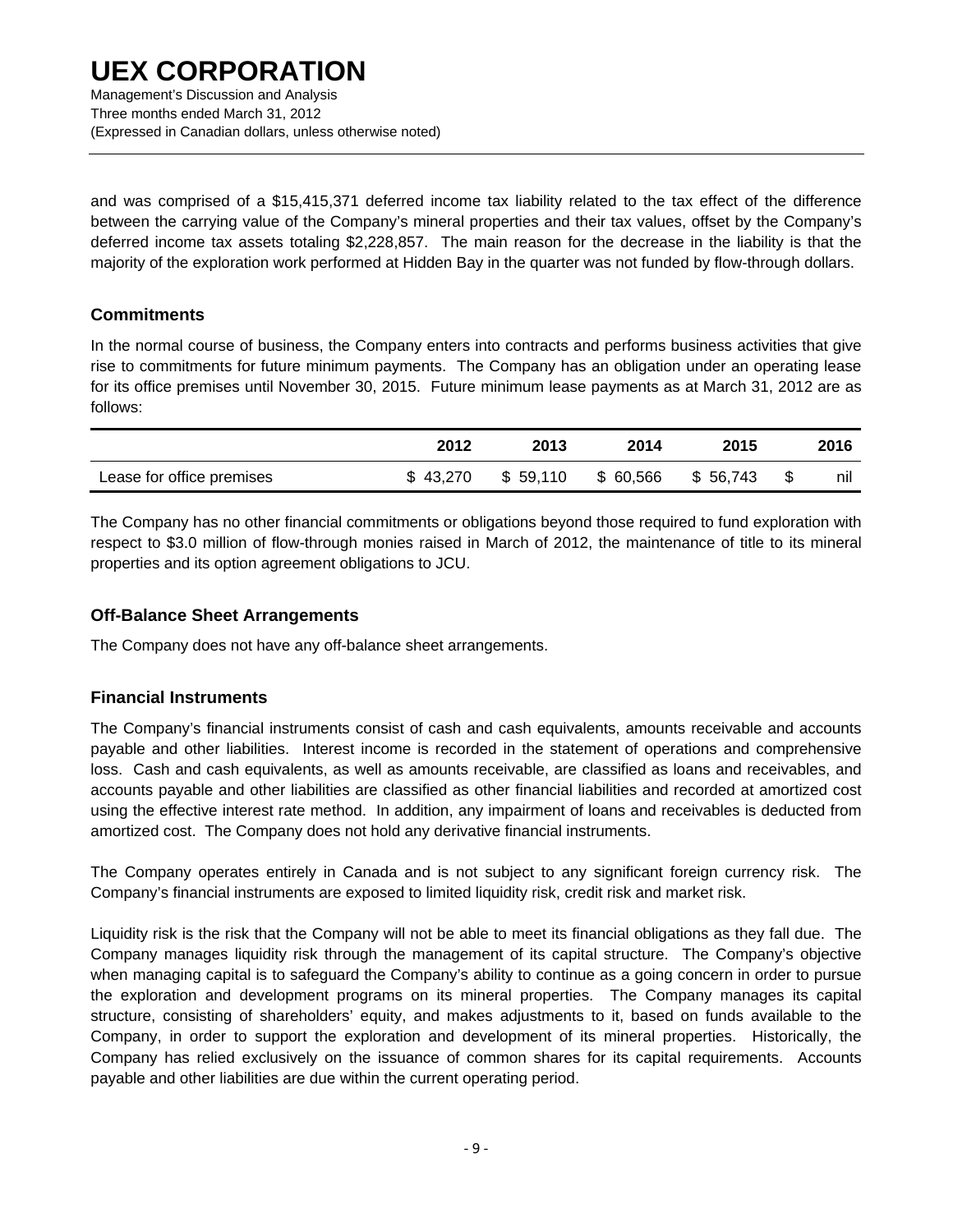and was comprised of a $15,415,371 deferred income tax liability related to the tax effect of the difference between the carrying value of the Company's mineral properties and their tax values, offset by the Company's deferred income tax assets totaling $2,228,857. The main reason for the decrease in the liability is that the majority of the exploration work performed at Hidden Bay in the quarter was not funded by flow-through dollars.

## Commitments

In the normal course of business, the Company enters into contracts and performs business activities that give rise to commitments for future minimum payments. The Company has an obligation under an operating lease for its office premises until November 30, 2015. Future minimum lease payments as at March 31, 2012 are as follows:

| | 2012 | 2013 | 2014 | 2015 | 2016 |
|---|---|---|---|---|---|
| Lease for office premises | $ 43,270 | $ 59,110 | $ 60,566 | $ 56,743 | $ nil |

The Company has no other financial commitments or obligations beyond those required to fund exploration with respect to $3.0 million of flow-through monies raised in March of 2012, the maintenance of title to its mineral properties and its option agreement obligations to JCU.

## Off-Balance Sheet Arrangements

The Company does not have any off-balance sheet arrangements.

## Financial Instruments

The Company's financial instruments consist of cash and cash equivalents, amounts receivable and accounts payable and other liabilities. Interest income is recorded in the statement of operations and comprehensive loss. Cash and cash equivalents, as well as amounts receivable, are classified as loans and receivables, and accounts payable and other liabilities are classified as other financial liabilities and recorded at amortized cost using the effective interest rate method. In addition, any impairment of loans and receivables is deducted from amortized cost. The Company does not hold any derivative financial instruments.

The Company operates entirely in Canada and is not subject to any significant foreign currency risk. The Company's financial instruments are exposed to limited liquidity risk, credit risk and market risk.

Liquidity risk is the risk that the Company will not be able to meet its financial obligations as they fall due. The Company manages liquidity risk through the management of its capital structure. The Company's objective when managing capital is to safeguard the Company's ability to continue as a going concern in order to pursue the exploration and development programs on its mineral properties. The Company manages its capital structure, consisting of shareholders' equity, and makes adjustments to it, based on funds available to the Company, in order to support the exploration and development of its mineral properties. Historically, the Company has relied exclusively on the issuance of common shares for its capital requirements. Accounts payable and other liabilities are due within the current operating period.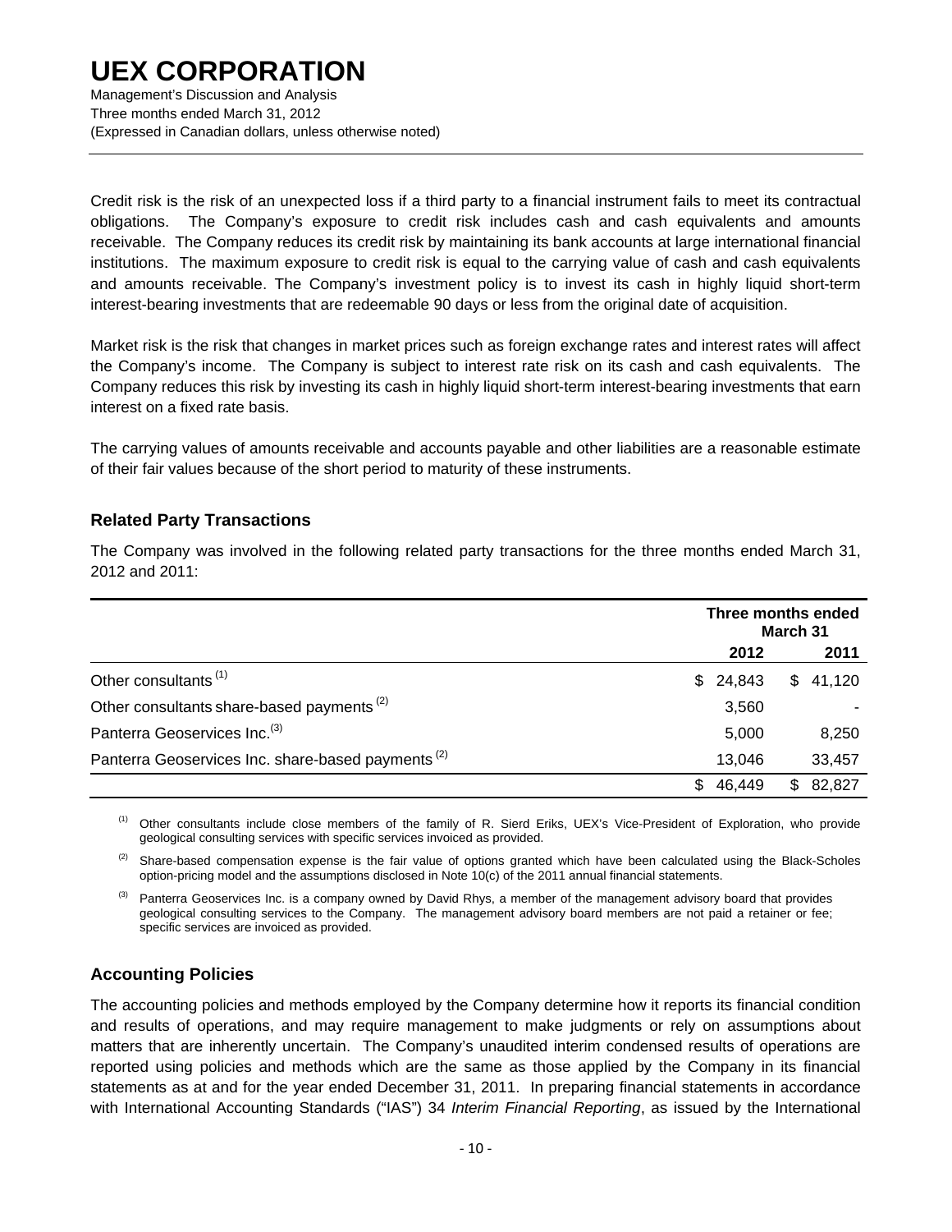Credit risk is the risk of an unexpected loss if a third party to a financial instrument fails to meet its contractual obligations. The Company's exposure to credit risk includes cash and cash equivalents and amounts receivable. The Company reduces its credit risk by maintaining its bank accounts at large international financial institutions. The maximum exposure to credit risk is equal to the carrying value of cash and cash equivalents and amounts receivable. The Company's investment policy is to invest its cash in highly liquid short-term interest-bearing investments that are redeemable 90 days or less from the original date of acquisition.

Market risk is the risk that changes in market prices such as foreign exchange rates and interest rates will affect the Company's income. The Company is subject to interest rate risk on its cash and cash equivalents. The Company reduces this risk by investing its cash in highly liquid short-term interest-bearing investments that earn interest on a fixed rate basis.

The carrying values of amounts receivable and accounts payable and other liabilities are a reasonable estimate of their fair values because of the short period to maturity of these instruments.

## Related Party Transactions

The Company was involved in the following related party transactions for the three months ended March 31, 2012 and 2011:

| | Three months ended March 31 | |
|---|---|---|
| | 2012 | 2011 |
| Other consultants [(1)] | $ 24,843 | $ 41,120 |
| Other consultants share-based payments [(2)] | 3,560 | - |
| Panterra Geoservices Inc.[(3)] | 5,000 | 8,250 |
| Panterra Geoservices Inc. share-based payments [(2)] | 13,046 | 33,457 |
| | $ 46,449 | $ 82,827 |

[(1)] Other consultants include close members of the family of R. Sierd Eriks, UEX's Vice-President of Exploration, who provide geological consulting services with specific services invoiced as provided.

[(2)] Share-based compensation expense is the fair value of options granted which have been calculated using the Black-Scholes option-pricing model and the assumptions disclosed in Note 10(c) of the 2011 annual financial statements.

[(3)] Panterra Geoservices Inc. is a company owned by David Rhys, a member of the management advisory board that provides geological consulting services to the Company. The management advisory board members are not paid a retainer or fee; specific services are invoiced as provided.

## Accounting Policies

The accounting policies and methods employed by the Company determine how it reports its financial condition and results of operations, and may require management to make judgments or rely on assumptions about matters that are inherently uncertain. The Company's unaudited interim condensed results of operations are reported using policies and methods which are the same as those applied by the Company in its financial statements as at and for the year ended December 31, 2011. In preparing financial statements in accordance with International Accounting Standards ("IAS") 34 *Interim Financial Reporting*, as issued by the International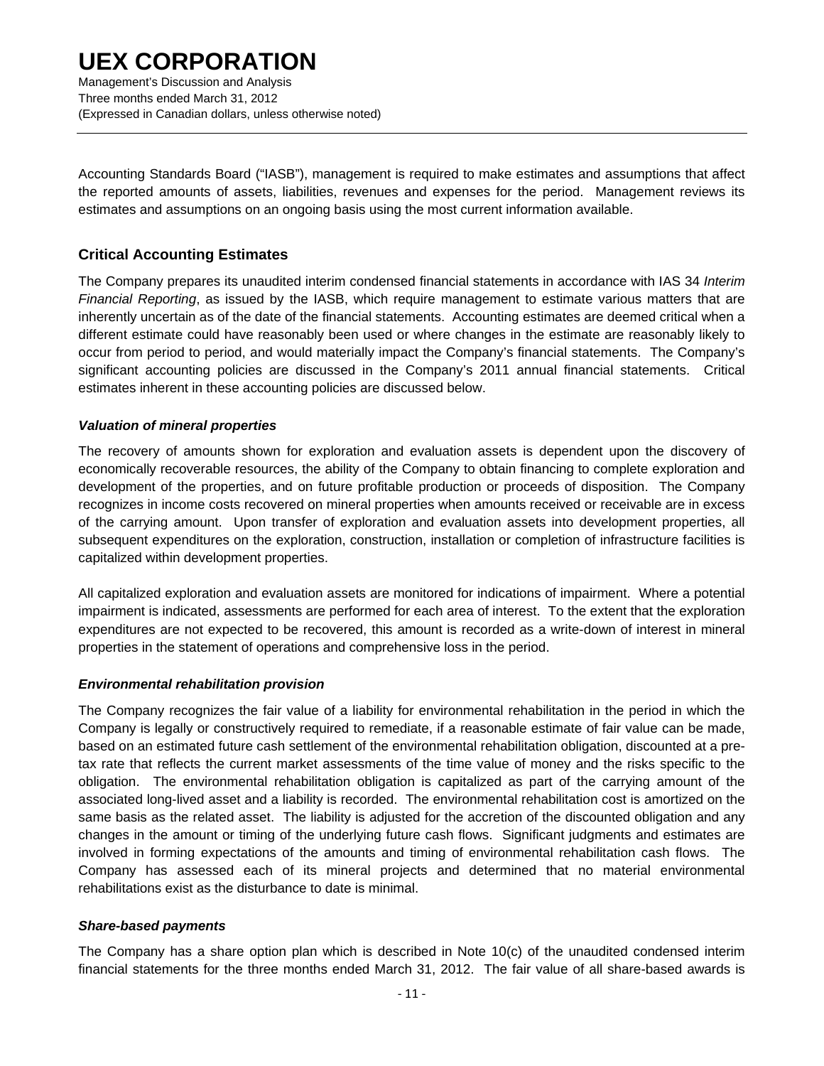Accounting Standards Board ("IASB"), management is required to make estimates and assumptions that affect the reported amounts of assets, liabilities, revenues and expenses for the period. Management reviews its estimates and assumptions on an ongoing basis using the most current information available.

## Critical Accounting Estimates

The Company prepares its unaudited interim condensed financial statements in accordance with IAS 34 *Interim Financial Reporting*, as issued by the IASB, which require management to estimate various matters that are inherently uncertain as of the date of the financial statements. Accounting estimates are deemed critical when a different estimate could have reasonably been used or where changes in the estimate are reasonably likely to occur from period to period, and would materially impact the Company's financial statements. The Company's significant accounting policies are discussed in the Company's 2011 annual financial statements. Critical estimates inherent in these accounting policies are discussed below.

### *Valuation of mineral properties*

The recovery of amounts shown for exploration and evaluation assets is dependent upon the discovery of economically recoverable resources, the ability of the Company to obtain financing to complete exploration and development of the properties, and on future profitable production or proceeds of disposition. The Company recognizes in income costs recovered on mineral properties when amounts received or receivable are in excess of the carrying amount. Upon transfer of exploration and evaluation assets into development properties, all subsequent expenditures on the exploration, construction, installation or completion of infrastructure facilities is capitalized within development properties.

All capitalized exploration and evaluation assets are monitored for indications of impairment. Where a potential impairment is indicated, assessments are performed for each area of interest. To the extent that the exploration expenditures are not expected to be recovered, this amount is recorded as a write-down of interest in mineral properties in the statement of operations and comprehensive loss in the period.

### *Environmental rehabilitation provision*

The Company recognizes the fair value of a liability for environmental rehabilitation in the period in which the Company is legally or constructively required to remediate, if a reasonable estimate of fair value can be made, based on an estimated future cash settlement of the environmental rehabilitation obligation, discounted at a pre-tax rate that reflects the current market assessments of the time value of money and the risks specific to the obligation. The environmental rehabilitation obligation is capitalized as part of the carrying amount of the associated long-lived asset and a liability is recorded. The environmental rehabilitation cost is amortized on the same basis as the related asset. The liability is adjusted for the accretion of the discounted obligation and any changes in the amount or timing of the underlying future cash flows. Significant judgments and estimates are involved in forming expectations of the amounts and timing of environmental rehabilitation cash flows. The Company has assessed each of its mineral projects and determined that no material environmental rehabilitations exist as the disturbance to date is minimal.

### *Share-based payments*

The Company has a share option plan which is described in Note 10(c) of the unaudited condensed interim financial statements for the three months ended March 31, 2012. The fair value of all share-based awards is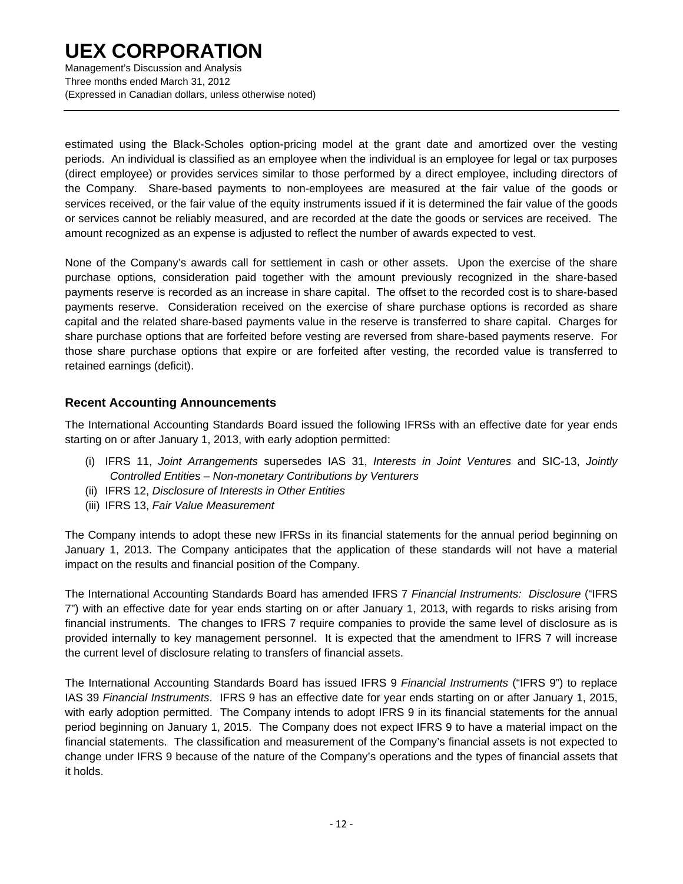estimated using the Black-Scholes option-pricing model at the grant date and amortized over the vesting periods. An individual is classified as an employee when the individual is an employee for legal or tax purposes (direct employee) or provides services similar to those performed by a direct employee, including directors of the Company. Share-based payments to non-employees are measured at the fair value of the goods or services received, or the fair value of the equity instruments issued if it is determined the fair value of the goods or services cannot be reliably measured, and are recorded at the date the goods or services are received. The amount recognized as an expense is adjusted to reflect the number of awards expected to vest.

None of the Company's awards call for settlement in cash or other assets. Upon the exercise of the share purchase options, consideration paid together with the amount previously recognized in the share-based payments reserve is recorded as an increase in share capital. The offset to the recorded cost is to share-based payments reserve. Consideration received on the exercise of share purchase options is recorded as share capital and the related share-based payments value in the reserve is transferred to share capital. Charges for share purchase options that are forfeited before vesting are reversed from share-based payments reserve. For those share purchase options that expire or are forfeited after vesting, the recorded value is transferred to retained earnings (deficit).

## Recent Accounting Announcements

The International Accounting Standards Board issued the following IFRSs with an effective date for year ends starting on or after January 1, 2013, with early adoption permitted:

(i) IFRS 11, *Joint Arrangements* supersedes IAS 31, *Interests in Joint Ventures* and SIC-13, *Jointly Controlled Entities – Non-monetary Contributions by Venturers*
(ii) IFRS 12, *Disclosure of Interests in Other Entities*
(iii) IFRS 13, *Fair Value Measurement*

The Company intends to adopt these new IFRSs in its financial statements for the annual period beginning on January 1, 2013. The Company anticipates that the application of these standards will not have a material impact on the results and financial position of the Company.

The International Accounting Standards Board has amended IFRS 7 *Financial Instruments: Disclosure* ("IFRS 7") with an effective date for year ends starting on or after January 1, 2013, with regards to risks arising from financial instruments. The changes to IFRS 7 require companies to provide the same level of disclosure as is provided internally to key management personnel. It is expected that the amendment to IFRS 7 will increase the current level of disclosure relating to transfers of financial assets.

The International Accounting Standards Board has issued IFRS 9 *Financial Instruments* ("IFRS 9") to replace IAS 39 *Financial Instruments*. IFRS 9 has an effective date for year ends starting on or after January 1, 2015, with early adoption permitted. The Company intends to adopt IFRS 9 in its financial statements for the annual period beginning on January 1, 2015. The Company does not expect IFRS 9 to have a material impact on the financial statements. The classification and measurement of the Company's financial assets is not expected to change under IFRS 9 because of the nature of the Company's operations and the types of financial assets that it holds.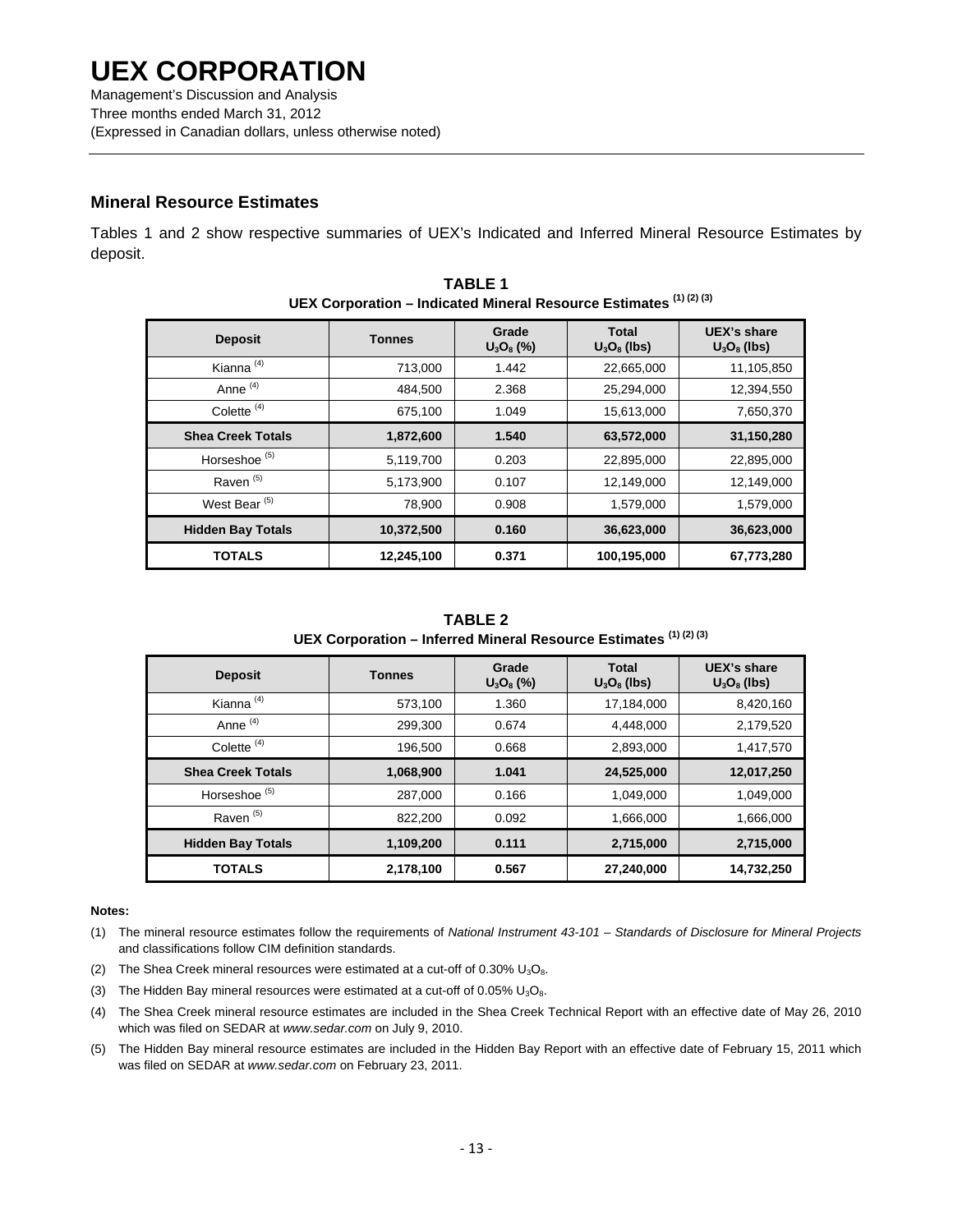## Mineral Resource Estimates

Tables 1 and 2 show respective summaries of UEX's Indicated and Inferred Mineral Resource Estimates by deposit.

**TABLE 1**

**UEX Corporation – Indicated Mineral Resource Estimates (1) (2) (3)**

| Deposit | Tonnes | Grade $U_3O_8$ (%) | Total $U_3O_8$ (lbs) | UEX's share $U_3O_8$ (lbs) |
|---|---|---|---|---|
| Kianna (4) | 713,000 | 1.442 | 22,665,000 | 11,105,850 |
| Anne (4) | 484,500 | 2.368 | 25,294,000 | 12,394,550 |
| Colette (4) | 675,100 | 1.049 | 15,613,000 | 7,650,370 |
| **Shea Creek Totals** | **1,872,600** | **1.540** | **63,572,000** | **31,150,280** |
| Horseshoe (5) | 5,119,700 | 0.203 | 22,895,000 | 22,895,000 |
| Raven (5) | 5,173,900 | 0.107 | 12,149,000 | 12,149,000 |
| West Bear (5) | 78,900 | 0.908 | 1,579,000 | 1,579,000 |
| **Hidden Bay Totals** | **10,372,500** | **0.160** | **36,623,000** | **36,623,000** |
| **TOTALS** | **12,245,100** | **0.371** | **100,195,000** | **67,773,280** |

**TABLE 2**

**UEX Corporation – Inferred Mineral Resource Estimates (1) (2) (3)**

| Deposit | Tonnes | Grade $U_3O_8$ (%) | Total $U_3O_8$ (lbs) | UEX's share $U_3O_8$ (lbs) |
|---|---|---|---|---|
| Kianna (4) | 573,100 | 1.360 | 17,184,000 | 8,420,160 |
| Anne (4) | 299,300 | 0.674 | 4,448,000 | 2,179,520 |
| Colette (4) | 196,500 | 0.668 | 2,893,000 | 1,417,570 |
| **Shea Creek Totals** | **1,068,900** | **1.041** | **24,525,000** | **12,017,250** |
| Horseshoe (5) | 287,000 | 0.166 | 1,049,000 | 1,049,000 |
| Raven (5) | 822,200 | 0.092 | 1,666,000 | 1,666,000 |
| **Hidden Bay Totals** | **1,109,200** | **0.111** | **2,715,000** | **2,715,000** |
| **TOTALS** | **2,178,100** | **0.567** | **27,240,000** | **14,732,250** |

**Notes:**

(1) The mineral resource estimates follow the requirements of *National Instrument 43-101 – Standards of Disclosure for Mineral Projects* and classifications follow CIM definition standards.

(2) The Shea Creek mineral resources were estimated at a cut-off of 0.30% $U_3O_8$.

(3) The Hidden Bay mineral resources were estimated at a cut-off of 0.05% $U_3O_8$.

(4) The Shea Creek mineral resource estimates are included in the Shea Creek Technical Report with an effective date of May 26, 2010 which was filed on SEDAR at *www.sedar.com* on July 9, 2010.

(5) The Hidden Bay mineral resource estimates are included in the Hidden Bay Report with an effective date of February 15, 2011 which was filed on SEDAR at *www.sedar.com* on February 23, 2011.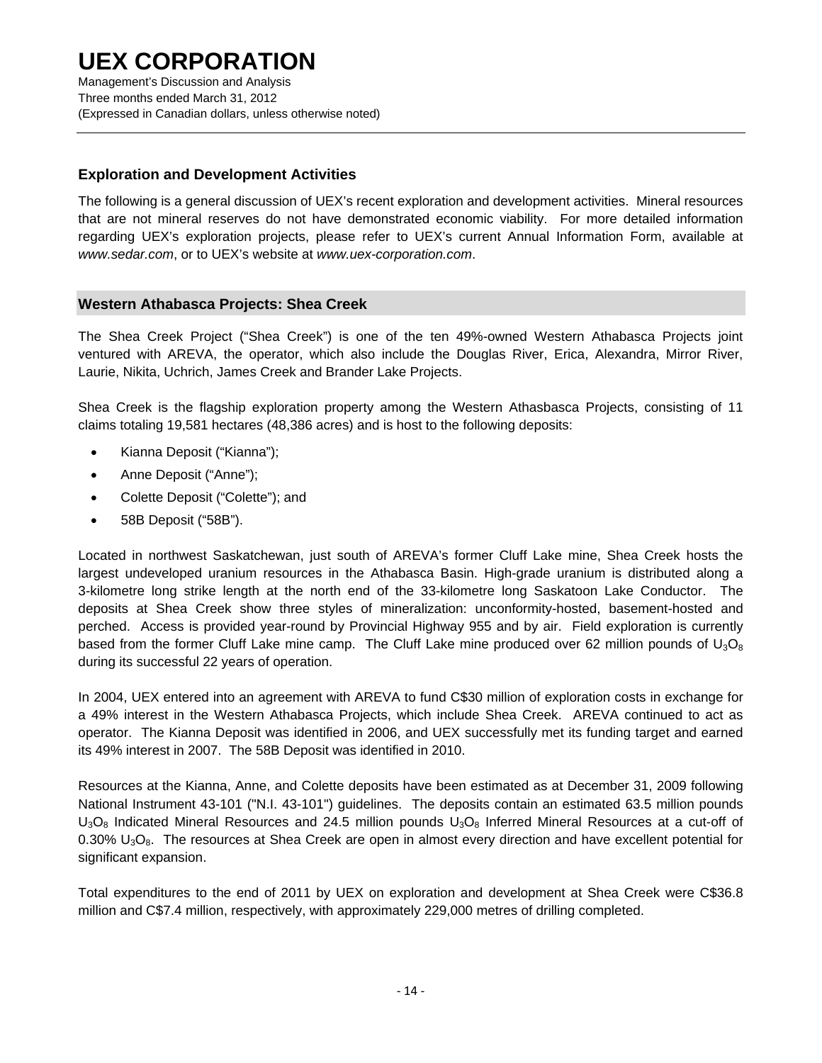## Exploration and Development Activities

The following is a general discussion of UEX's recent exploration and development activities. Mineral resources that are not mineral reserves do not have demonstrated economic viability. For more detailed information regarding UEX's exploration projects, please refer to UEX's current Annual Information Form, available at *www.sedar.com*, or to UEX's website at *www.uex-corporation.com*.

### Western Athabasca Projects: Shea Creek

The Shea Creek Project ("Shea Creek") is one of the ten 49%-owned Western Athabasca Projects joint ventured with AREVA, the operator, which also include the Douglas River, Erica, Alexandra, Mirror River, Laurie, Nikita, Uchrich, James Creek and Brander Lake Projects.

Shea Creek is the flagship exploration property among the Western Athasbasca Projects, consisting of 11 claims totaling 19,581 hectares (48,386 acres) and is host to the following deposits:

- Kianna Deposit ("Kianna");
- Anne Deposit ("Anne");
- Colette Deposit ("Colette"); and
- 58B Deposit ("58B").

Located in northwest Saskatchewan, just south of AREVA's former Cluff Lake mine, Shea Creek hosts the largest undeveloped uranium resources in the Athabasca Basin. High-grade uranium is distributed along a 3-kilometre long strike length at the north end of the 33-kilometre long Saskatoon Lake Conductor. The deposits at Shea Creek show three styles of mineralization: unconformity-hosted, basement-hosted and perched. Access is provided year-round by Provincial Highway 955 and by air. Field exploration is currently based from the former Cluff Lake mine camp. The Cluff Lake mine produced over 62 million pounds of $U_3O_8$ during its successful 22 years of operation.

In 2004, UEX entered into an agreement with AREVA to fund C$30 million of exploration costs in exchange for a 49% interest in the Western Athabasca Projects, which include Shea Creek. AREVA continued to act as operator. The Kianna Deposit was identified in 2006, and UEX successfully met its funding target and earned its 49% interest in 2007. The 58B Deposit was identified in 2010.

Resources at the Kianna, Anne, and Colette deposits have been estimated as at December 31, 2009 following National Instrument 43-101 ("N.I. 43-101") guidelines. The deposits contain an estimated 63.5 million pounds $U_3O_8$ Indicated Mineral Resources and 24.5 million pounds $U_3O_8$ Inferred Mineral Resources at a cut-off of 0.30% $U_3O_8$. The resources at Shea Creek are open in almost every direction and have excellent potential for significant expansion.

Total expenditures to the end of 2011 by UEX on exploration and development at Shea Creek were C$36.8 million and C$7.4 million, respectively, with approximately 229,000 metres of drilling completed.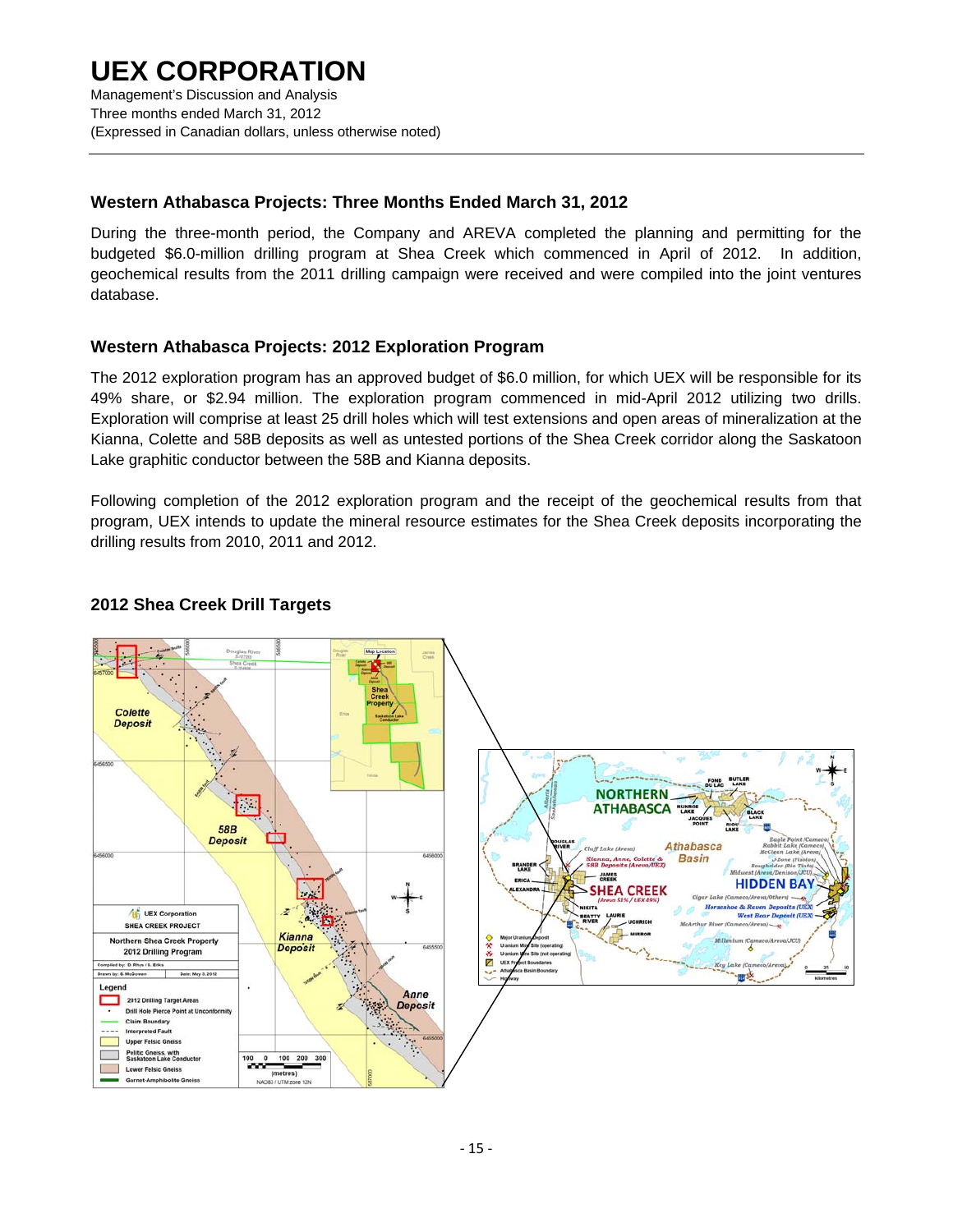## Western Athabasca Projects: Three Months Ended March 31, 2012

During the three-month period, the Company and AREVA completed the planning and permitting for the budgeted $6.0-million drilling program at Shea Creek which commenced in April of 2012. In addition, geochemical results from the 2011 drilling campaign were received and were compiled into the joint ventures database.

## Western Athabasca Projects: 2012 Exploration Program

The 2012 exploration program has an approved budget of $6.0 million, for which UEX will be responsible for its 49% share, or $2.94 million. The exploration program commenced in mid-April 2012 utilizing two drills. Exploration will comprise at least 25 drill holes which will test extensions and open areas of mineralization at the Kianna, Colette and 58B deposits as well as untested portions of the Shea Creek corridor along the Saskatoon Lake graphitic conductor between the 58B and Kianna deposits.

Following completion of the 2012 exploration program and the receipt of the geochemical results from that program, UEX intends to update the mineral resource estimates for the Shea Creek deposits incorporating the drilling results from 2010, 2011 and 2012.

### 2012 Shea Creek Drill Targets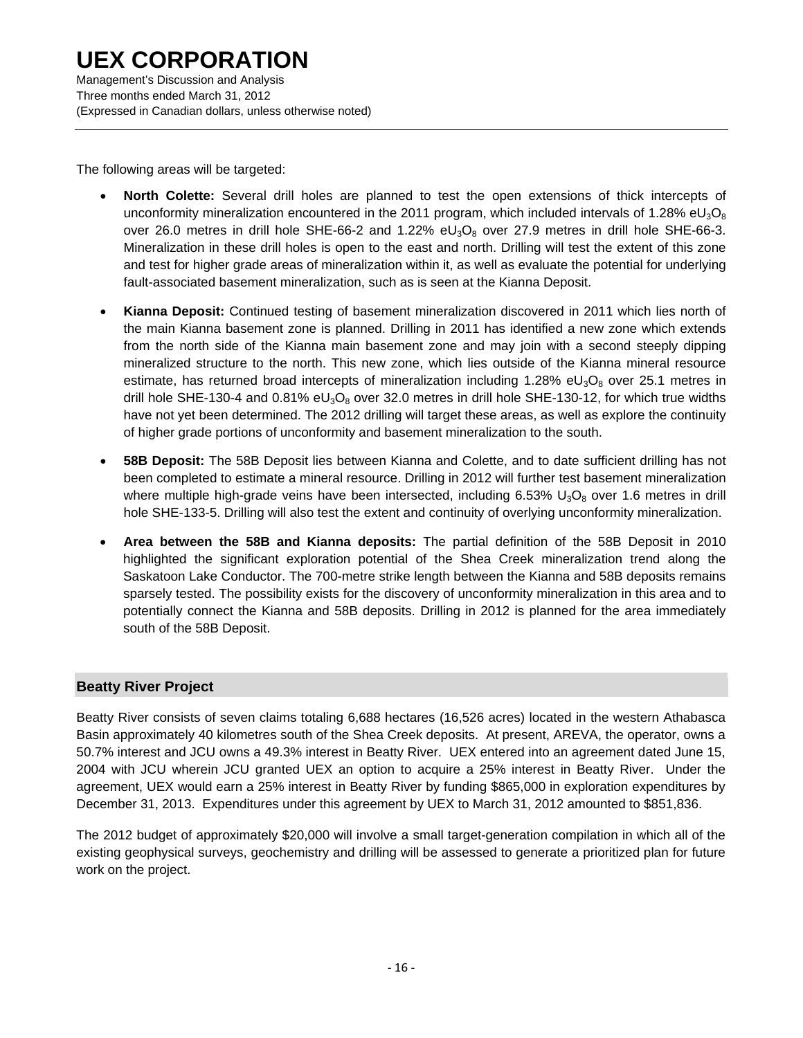The following areas will be targeted:

- **North Colette:** Several drill holes are planned to test the open extensions of thick intercepts of unconformity mineralization encountered in the 2011 program, which included intervals of 1.28% $eU_3O_8$ over 26.0 metres in drill hole SHE-66-2 and 1.22% $eU_3O_8$ over 27.9 metres in drill hole SHE-66-3. Mineralization in these drill holes is open to the east and north. Drilling will test the extent of this zone and test for higher grade areas of mineralization within it, as well as evaluate the potential for underlying fault-associated basement mineralization, such as is seen at the Kianna Deposit.

- **Kianna Deposit:** Continued testing of basement mineralization discovered in 2011 which lies north of the main Kianna basement zone is planned. Drilling in 2011 has identified a new zone which extends from the north side of the Kianna main basement zone and may join with a second steeply dipping mineralized structure to the north. This new zone, which lies outside of the Kianna mineral resource estimate, has returned broad intercepts of mineralization including 1.28% $eU_3O_8$ over 25.1 metres in drill hole SHE-130-4 and 0.81% $eU_3O_8$ over 32.0 metres in drill hole SHE-130-12, for which true widths have not yet been determined. The 2012 drilling will target these areas, as well as explore the continuity of higher grade portions of unconformity and basement mineralization to the south.

- **58B Deposit:** The 58B Deposit lies between Kianna and Colette, and to date sufficient drilling has not been completed to estimate a mineral resource. Drilling in 2012 will further test basement mineralization where multiple high-grade veins have been intersected, including 6.53% $U_3O_8$ over 1.6 metres in drill hole SHE-133-5. Drilling will also test the extent and continuity of overlying unconformity mineralization.

- **Area between the 58B and Kianna deposits:** The partial definition of the 58B Deposit in 2010 highlighted the significant exploration potential of the Shea Creek mineralization trend along the Saskatoon Lake Conductor. The 700-metre strike length between the Kianna and 58B deposits remains sparsely tested. The possibility exists for the discovery of unconformity mineralization in this area and to potentially connect the Kianna and 58B deposits. Drilling in 2012 is planned for the area immediately south of the 58B Deposit.

## Beatty River Project

Beatty River consists of seven claims totaling 6,688 hectares (16,526 acres) located in the western Athabasca Basin approximately 40 kilometres south of the Shea Creek deposits. At present, AREVA, the operator, owns a 50.7% interest and JCU owns a 49.3% interest in Beatty River. UEX entered into an agreement dated June 15, 2004 with JCU wherein JCU granted UEX an option to acquire a 25% interest in Beatty River. Under the agreement, UEX would earn a 25% interest in Beatty River by funding $865,000 in exploration expenditures by December 31, 2013. Expenditures under this agreement by UEX to March 31, 2012 amounted to $851,836.

The 2012 budget of approximately $20,000 will involve a small target-generation compilation in which all of the existing geophysical surveys, geochemistry and drilling will be assessed to generate a prioritized plan for future work on the project.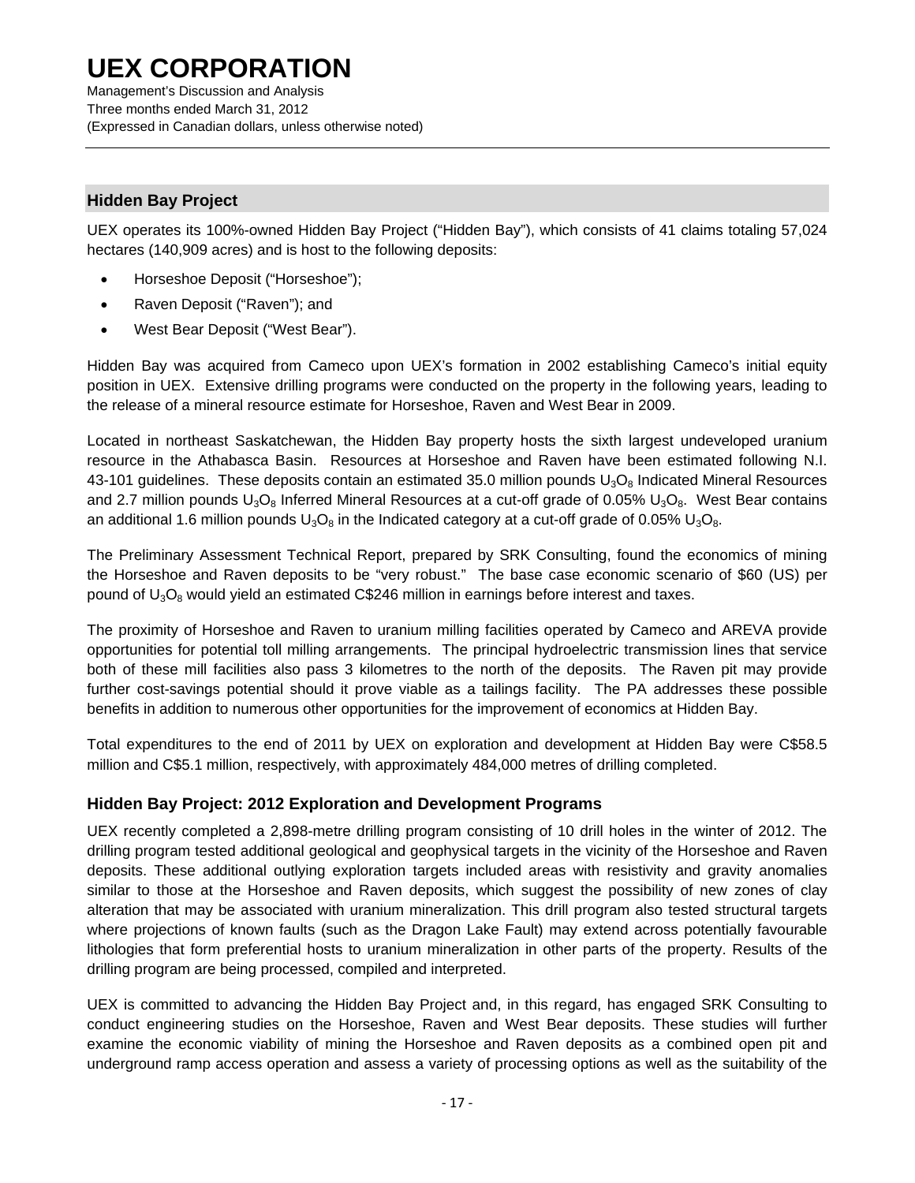## Hidden Bay Project

UEX operates its 100%-owned Hidden Bay Project ("Hidden Bay"), which consists of 41 claims totaling 57,024 hectares (140,909 acres) and is host to the following deposits:

- Horseshoe Deposit ("Horseshoe");
- Raven Deposit ("Raven"); and
- West Bear Deposit ("West Bear").

Hidden Bay was acquired from Cameco upon UEX's formation in 2002 establishing Cameco's initial equity position in UEX. Extensive drilling programs were conducted on the property in the following years, leading to the release of a mineral resource estimate for Horseshoe, Raven and West Bear in 2009.

Located in northeast Saskatchewan, the Hidden Bay property hosts the sixth largest undeveloped uranium resource in the Athabasca Basin. Resources at Horseshoe and Raven have been estimated following N.I. 43-101 guidelines. These deposits contain an estimated 35.0 million pounds $U_3O_8$ Indicated Mineral Resources and 2.7 million pounds $U_3O_8$ Inferred Mineral Resources at a cut-off grade of 0.05% $U_3O_8$. West Bear contains an additional 1.6 million pounds $U_3O_8$ in the Indicated category at a cut-off grade of 0.05% $U_3O_8$.

The Preliminary Assessment Technical Report, prepared by SRK Consulting, found the economics of mining the Horseshoe and Raven deposits to be "very robust." The base case economic scenario of $60 (US) per pound of $U_3O_8$ would yield an estimated C$246 million in earnings before interest and taxes.

The proximity of Horseshoe and Raven to uranium milling facilities operated by Cameco and AREVA provide opportunities for potential toll milling arrangements. The principal hydroelectric transmission lines that service both of these mill facilities also pass 3 kilometres to the north of the deposits. The Raven pit may provide further cost-savings potential should it prove viable as a tailings facility. The PA addresses these possible benefits in addition to numerous other opportunities for the improvement of economics at Hidden Bay.

Total expenditures to the end of 2011 by UEX on exploration and development at Hidden Bay were C$58.5 million and C$5.1 million, respectively, with approximately 484,000 metres of drilling completed.

### Hidden Bay Project: 2012 Exploration and Development Programs

UEX recently completed a 2,898-metre drilling program consisting of 10 drill holes in the winter of 2012. The drilling program tested additional geological and geophysical targets in the vicinity of the Horseshoe and Raven deposits. These additional outlying exploration targets included areas with resistivity and gravity anomalies similar to those at the Horseshoe and Raven deposits, which suggest the possibility of new zones of clay alteration that may be associated with uranium mineralization. This drill program also tested structural targets where projections of known faults (such as the Dragon Lake Fault) may extend across potentially favourable lithologies that form preferential hosts to uranium mineralization in other parts of the property. Results of the drilling program are being processed, compiled and interpreted.

UEX is committed to advancing the Hidden Bay Project and, in this regard, has engaged SRK Consulting to conduct engineering studies on the Horseshoe, Raven and West Bear deposits. These studies will further examine the economic viability of mining the Horseshoe and Raven deposits as a combined open pit and underground ramp access operation and assess a variety of processing options as well as the suitability of the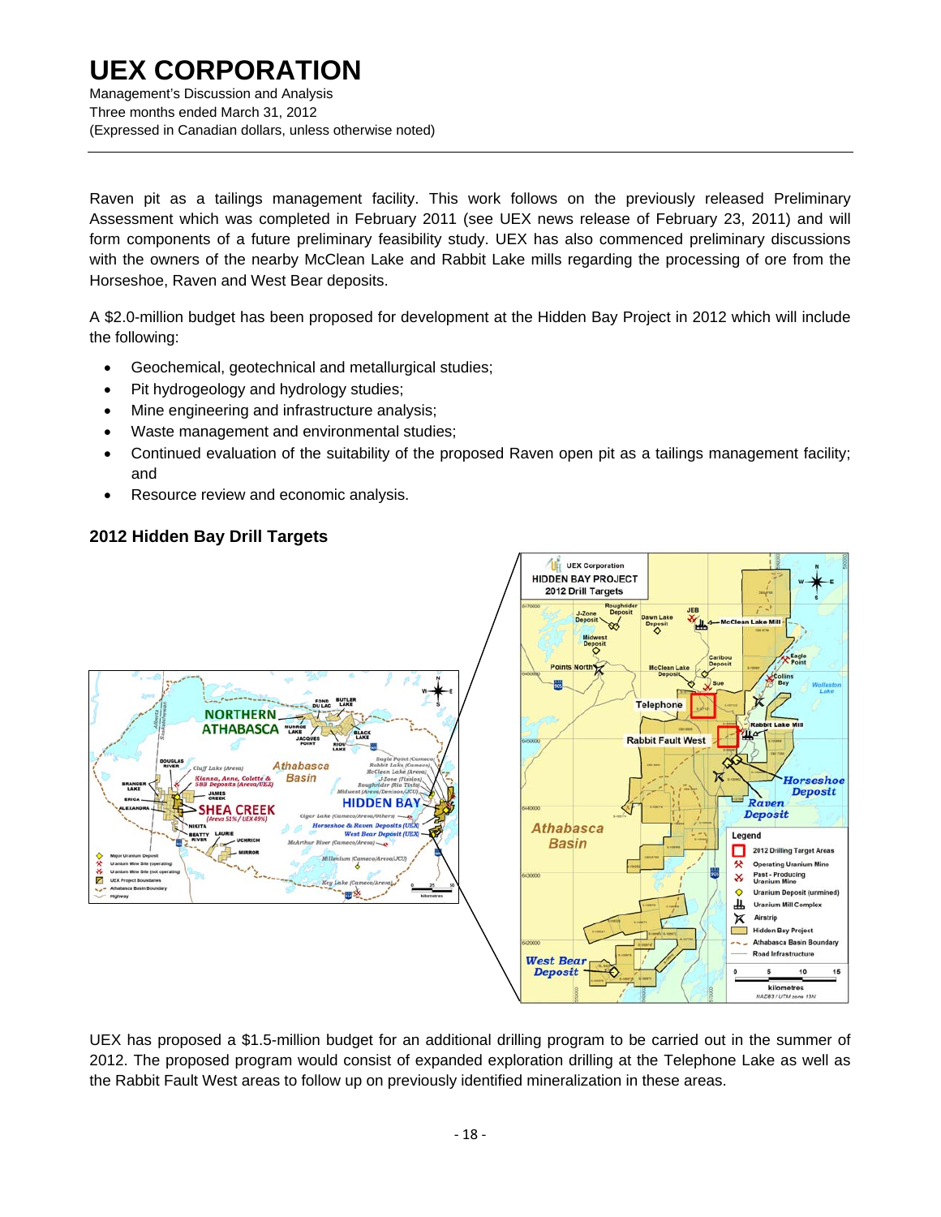Raven pit as a tailings management facility. This work follows on the previously released Preliminary Assessment which was completed in February 2011 (see UEX news release of February 23, 2011) and will form components of a future preliminary feasibility study. UEX has also commenced preliminary discussions with the owners of the nearby McClean Lake and Rabbit Lake mills regarding the processing of ore from the Horseshoe, Raven and West Bear deposits.

A $2.0-million budget has been proposed for development at the Hidden Bay Project in 2012 which will include the following:

- Geochemical, geotechnical and metallurgical studies;
- Pit hydrogeology and hydrology studies;
- Mine engineering and infrastructure analysis;
- Waste management and environmental studies;
- Continued evaluation of the suitability of the proposed Raven open pit as a tailings management facility; and
- Resource review and economic analysis.

### 2012 Hidden Bay Drill Targets

UEX has proposed a $1.5-million budget for an additional drilling program to be carried out in the summer of 2012. The proposed program would consist of expanded exploration drilling at the Telephone Lake as well as the Rabbit Fault West areas to follow up on previously identified mineralization in these areas.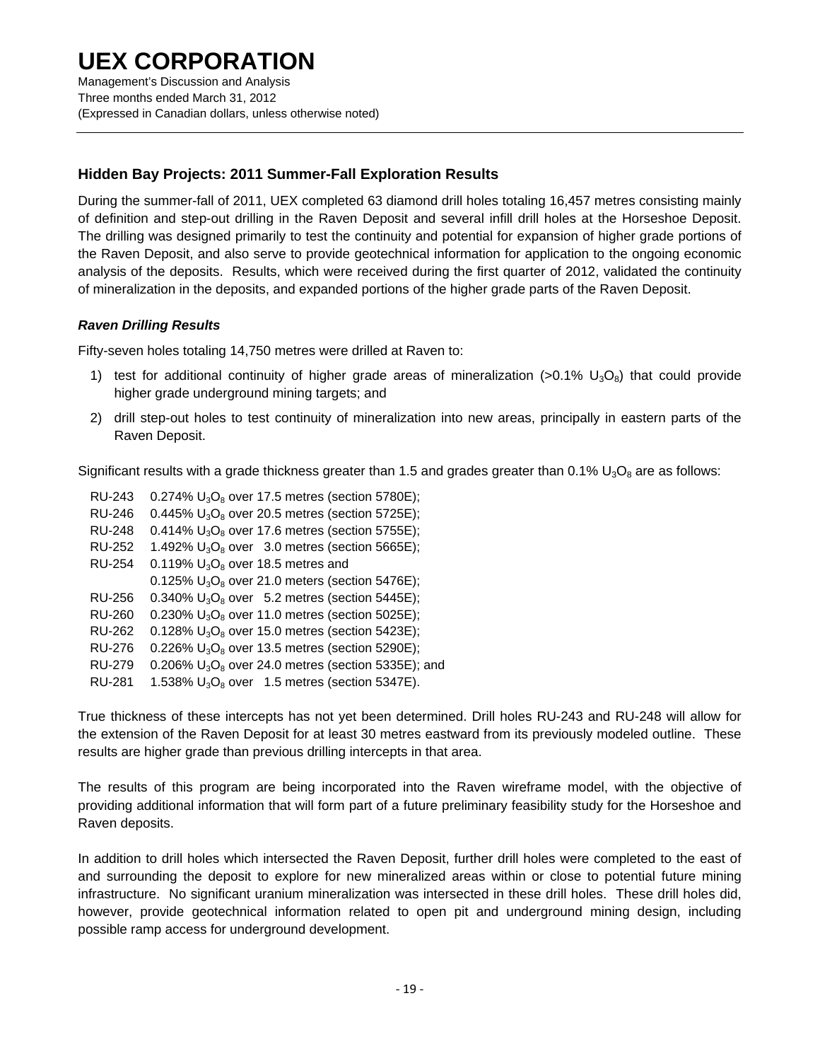## Hidden Bay Projects: 2011 Summer-Fall Exploration Results

During the summer-fall of 2011, UEX completed 63 diamond drill holes totaling 16,457 metres consisting mainly of definition and step-out drilling in the Raven Deposit and several infill drill holes at the Horseshoe Deposit. The drilling was designed primarily to test the continuity and potential for expansion of higher grade portions of the Raven Deposit, and also serve to provide geotechnical information for application to the ongoing economic analysis of the deposits. Results, which were received during the first quarter of 2012, validated the continuity of mineralization in the deposits, and expanded portions of the higher grade parts of the Raven Deposit.

### *Raven Drilling Results*

Fifty-seven holes totaling 14,750 metres were drilled at Raven to:

1) test for additional continuity of higher grade areas of mineralization (>0.1% $U_3O_8$) that could provide higher grade underground mining targets; and
2) drill step-out holes to test continuity of mineralization into new areas, principally in eastern parts of the Raven Deposit.

Significant results with a grade thickness greater than 1.5 and grades greater than 0.1% $U_3O_8$ are as follows:

RU-243 0.274% $U_3O_8$ over 17.5 metres (section 5780E);
RU-246 0.445% $U_3O_8$ over 20.5 metres (section 5725E);
RU-248 0.414% $U_3O_8$ over 17.6 metres (section 5755E);
RU-252 1.492% $U_3O_8$ over 3.0 metres (section 5665E);
RU-254 0.119% $U_3O_8$ over 18.5 metres and
0.125% $U_3O_8$ over 21.0 meters (section 5476E);
RU-256 0.340% $U_3O_8$ over 5.2 metres (section 5445E);
RU-260 0.230% $U_3O_8$ over 11.0 metres (section 5025E);
RU-262 0.128% $U_3O_8$ over 15.0 metres (section 5423E);
RU-276 0.226% $U_3O_8$ over 13.5 metres (section 5290E);
RU-279 0.206% $U_3O_8$ over 24.0 metres (section 5335E); and
RU-281 1.538% $U_3O_8$ over 1.5 metres (section 5347E).

True thickness of these intercepts has not yet been determined. Drill holes RU-243 and RU-248 will allow for the extension of the Raven Deposit for at least 30 metres eastward from its previously modeled outline. These results are higher grade than previous drilling intercepts in that area.

The results of this program are being incorporated into the Raven wireframe model, with the objective of providing additional information that will form part of a future preliminary feasibility study for the Horseshoe and Raven deposits.

In addition to drill holes which intersected the Raven Deposit, further drill holes were completed to the east of and surrounding the deposit to explore for new mineralized areas within or close to potential future mining infrastructure. No significant uranium mineralization was intersected in these drill holes. These drill holes did, however, provide geotechnical information related to open pit and underground mining design, including possible ramp access for underground development.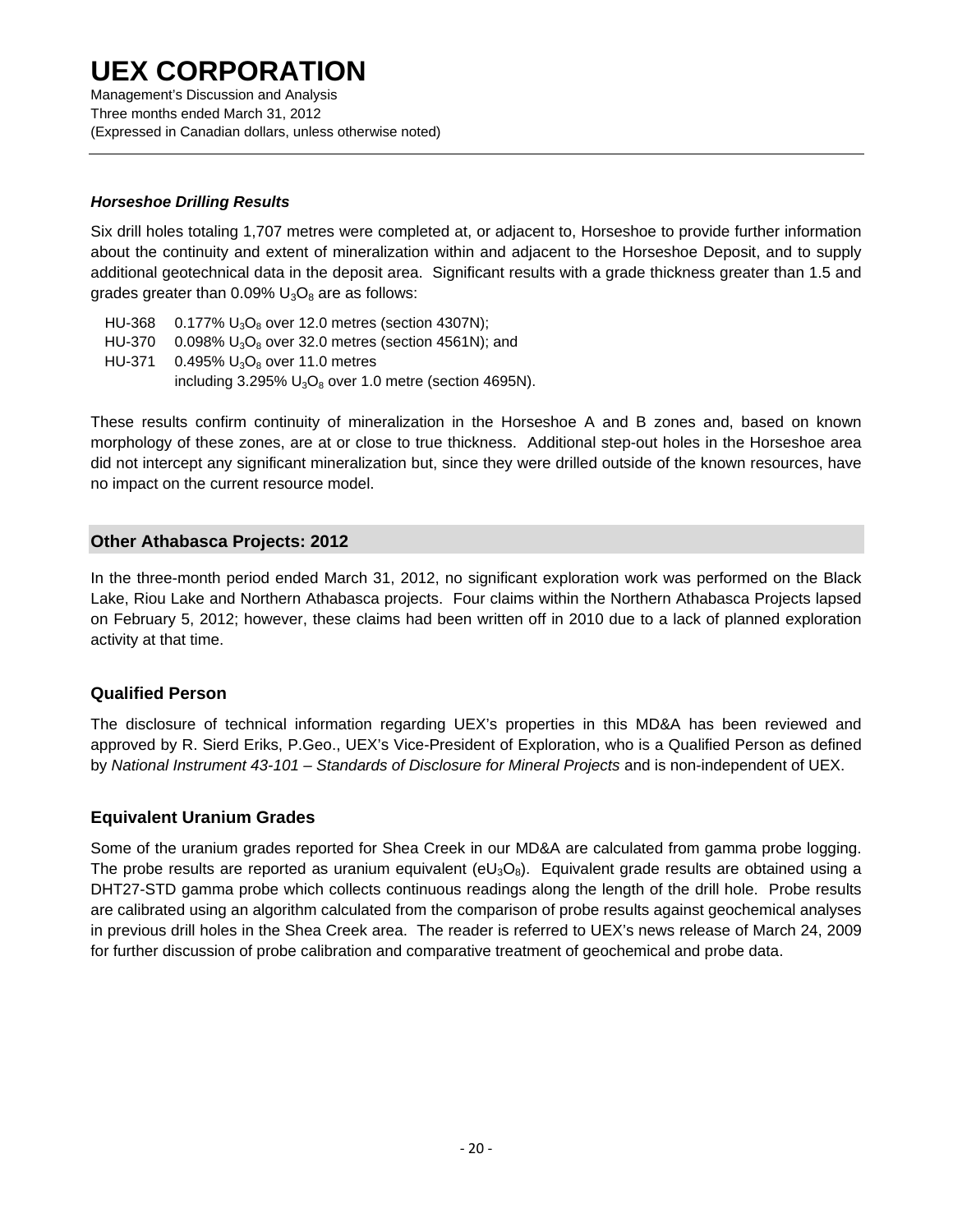### *Horseshoe Drilling Results*

Six drill holes totaling 1,707 metres were completed at, or adjacent to, Horseshoe to provide further information about the continuity and extent of mineralization within and adjacent to the Horseshoe Deposit, and to supply additional geotechnical data in the deposit area. Significant results with a grade thickness greater than 1.5 and grades greater than 0.09% $U_3O_8$ are as follows:

HU-368 0.177% $U_3O_8$ over 12.0 metres (section 4307N);
HU-370 0.098% $U_3O_8$ over 32.0 metres (section 4561N); and
HU-371 0.495% $U_3O_8$ over 11.0 metres
including 3.295% $U_3O_8$ over 1.0 metre (section 4695N).

These results confirm continuity of mineralization in the Horseshoe A and B zones and, based on known morphology of these zones, are at or close to true thickness. Additional step-out holes in the Horseshoe area did not intercept any significant mineralization but, since they were drilled outside of the known resources, have no impact on the current resource model.

## Other Athabasca Projects: 2012

In the three-month period ended March 31, 2012, no significant exploration work was performed on the Black Lake, Riou Lake and Northern Athabasca projects. Four claims within the Northern Athabasca Projects lapsed on February 5, 2012; however, these claims had been written off in 2010 due to a lack of planned exploration activity at that time.

## Qualified Person

The disclosure of technical information regarding UEX's properties in this MD&A has been reviewed and approved by R. Sierd Eriks, P.Geo., UEX's Vice-President of Exploration, who is a Qualified Person as defined by *National Instrument 43-101 – Standards of Disclosure for Mineral Projects* and is non-independent of UEX.

## Equivalent Uranium Grades

Some of the uranium grades reported for Shea Creek in our MD&A are calculated from gamma probe logging. The probe results are reported as uranium equivalent ($eU_3O_8$). Equivalent grade results are obtained using a DHT27-STD gamma probe which collects continuous readings along the length of the drill hole. Probe results are calibrated using an algorithm calculated from the comparison of probe results against geochemical analyses in previous drill holes in the Shea Creek area. The reader is referred to UEX's news release of March 24, 2009 for further discussion of probe calibration and comparative treatment of geochemical and probe data.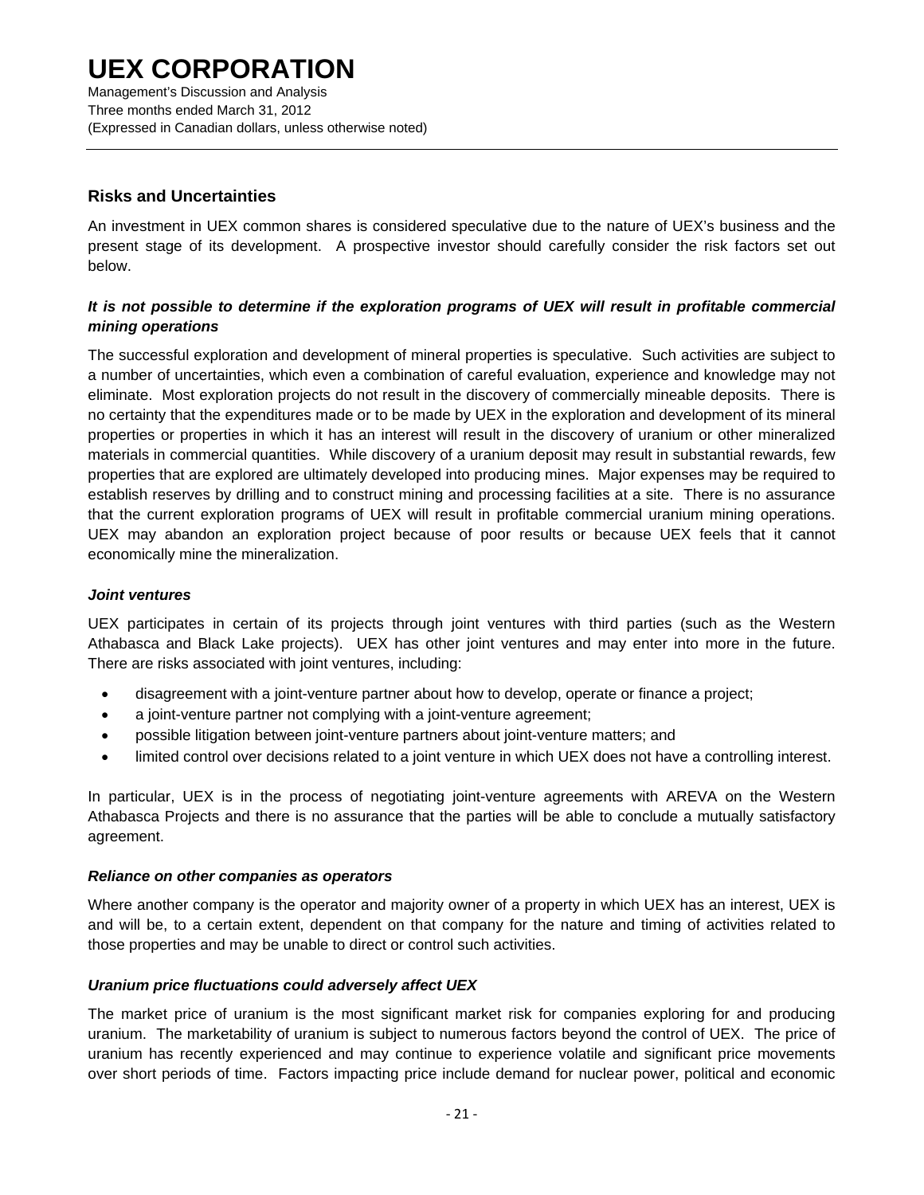## Risks and Uncertainties

An investment in UEX common shares is considered speculative due to the nature of UEX's business and the present stage of its development. A prospective investor should carefully consider the risk factors set out below.

***It is not possible to determine if the exploration programs of UEX will result in profitable commercial mining operations***

The successful exploration and development of mineral properties is speculative. Such activities are subject to a number of uncertainties, which even a combination of careful evaluation, experience and knowledge may not eliminate. Most exploration projects do not result in the discovery of commercially mineable deposits. There is no certainty that the expenditures made or to be made by UEX in the exploration and development of its mineral properties or properties in which it has an interest will result in the discovery of uranium or other mineralized materials in commercial quantities. While discovery of a uranium deposit may result in substantial rewards, few properties that are explored are ultimately developed into producing mines. Major expenses may be required to establish reserves by drilling and to construct mining and processing facilities at a site. There is no assurance that the current exploration programs of UEX will result in profitable commercial uranium mining operations. UEX may abandon an exploration project because of poor results or because UEX feels that it cannot economically mine the mineralization.

***Joint ventures***

UEX participates in certain of its projects through joint ventures with third parties (such as the Western Athabasca and Black Lake projects). UEX has other joint ventures and may enter into more in the future. There are risks associated with joint ventures, including:

- disagreement with a joint-venture partner about how to develop, operate or finance a project;
- a joint-venture partner not complying with a joint-venture agreement;
- possible litigation between joint-venture partners about joint-venture matters; and
- limited control over decisions related to a joint venture in which UEX does not have a controlling interest.

In particular, UEX is in the process of negotiating joint-venture agreements with AREVA on the Western Athabasca Projects and there is no assurance that the parties will be able to conclude a mutually satisfactory agreement.

***Reliance on other companies as operators***

Where another company is the operator and majority owner of a property in which UEX has an interest, UEX is and will be, to a certain extent, dependent on that company for the nature and timing of activities related to those properties and may be unable to direct or control such activities.

***Uranium price fluctuations could adversely affect UEX***

The market price of uranium is the most significant market risk for companies exploring for and producing uranium. The marketability of uranium is subject to numerous factors beyond the control of UEX. The price of uranium has recently experienced and may continue to experience volatile and significant price movements over short periods of time. Factors impacting price include demand for nuclear power, political and economic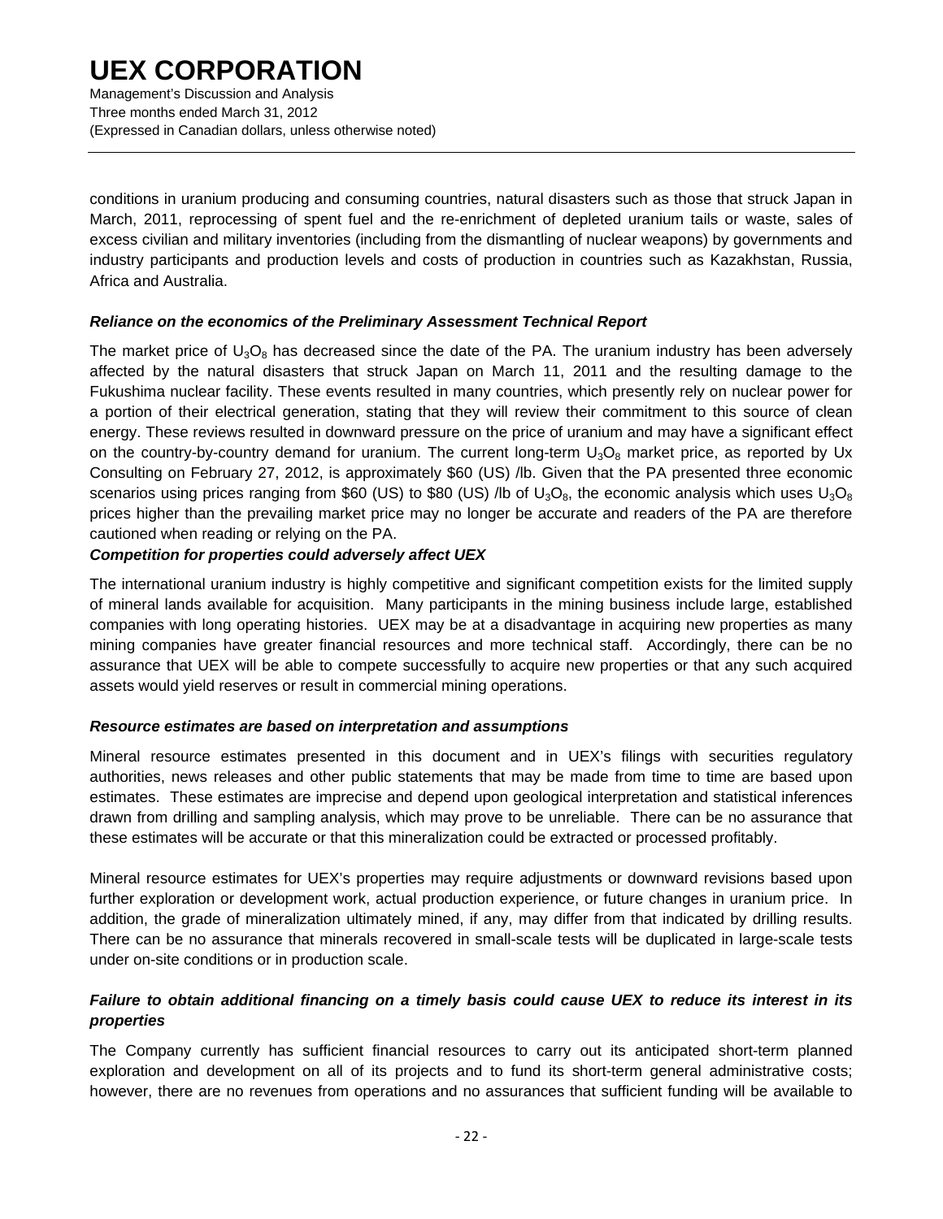conditions in uranium producing and consuming countries, natural disasters such as those that struck Japan in March, 2011, reprocessing of spent fuel and the re-enrichment of depleted uranium tails or waste, sales of excess civilian and military inventories (including from the dismantling of nuclear weapons) by governments and industry participants and production levels and costs of production in countries such as Kazakhstan, Russia, Africa and Australia.

***Reliance on the economics of the Preliminary Assessment Technical Report***

The market price of $U_3O_8$ has decreased since the date of the PA. The uranium industry has been adversely affected by the natural disasters that struck Japan on March 11, 2011 and the resulting damage to the Fukushima nuclear facility. These events resulted in many countries, which presently rely on nuclear power for a portion of their electrical generation, stating that they will review their commitment to this source of clean energy. These reviews resulted in downward pressure on the price of uranium and may have a significant effect on the country-by-country demand for uranium. The current long-term $U_3O_8$ market price, as reported by Ux Consulting on February 27, 2012, is approximately $60 (US) /lb. Given that the PA presented three economic scenarios using prices ranging from $60 (US) to $80 (US) /lb of $U_3O_8$, the economic analysis which uses $U_3O_8$ prices higher than the prevailing market price may no longer be accurate and readers of the PA are therefore cautioned when reading or relying on the PA.

***Competition for properties could adversely affect UEX***

The international uranium industry is highly competitive and significant competition exists for the limited supply of mineral lands available for acquisition. Many participants in the mining business include large, established companies with long operating histories. UEX may be at a disadvantage in acquiring new properties as many mining companies have greater financial resources and more technical staff. Accordingly, there can be no assurance that UEX will be able to compete successfully to acquire new properties or that any such acquired assets would yield reserves or result in commercial mining operations.

***Resource estimates are based on interpretation and assumptions***

Mineral resource estimates presented in this document and in UEX's filings with securities regulatory authorities, news releases and other public statements that may be made from time to time are based upon estimates. These estimates are imprecise and depend upon geological interpretation and statistical inferences drawn from drilling and sampling analysis, which may prove to be unreliable. There can be no assurance that these estimates will be accurate or that this mineralization could be extracted or processed profitably.

Mineral resource estimates for UEX's properties may require adjustments or downward revisions based upon further exploration or development work, actual production experience, or future changes in uranium price. In addition, the grade of mineralization ultimately mined, if any, may differ from that indicated by drilling results. There can be no assurance that minerals recovered in small-scale tests will be duplicated in large-scale tests under on-site conditions or in production scale.

***Failure to obtain additional financing on a timely basis could cause UEX to reduce its interest in its properties***

The Company currently has sufficient financial resources to carry out its anticipated short-term planned exploration and development on all of its projects and to fund its short-term general administrative costs; however, there are no revenues from operations and no assurances that sufficient funding will be available to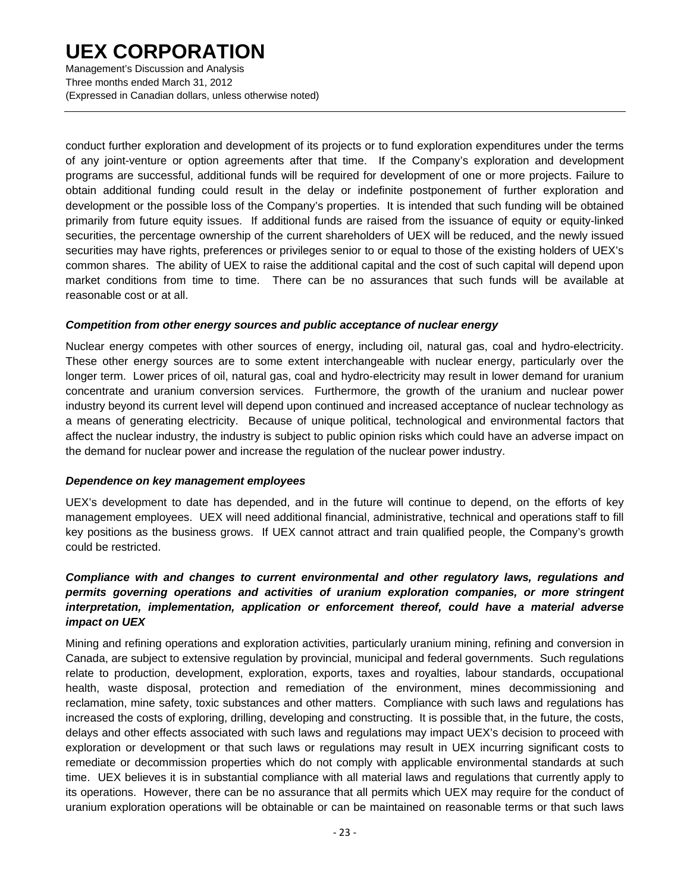conduct further exploration and development of its projects or to fund exploration expenditures under the terms of any joint-venture or option agreements after that time. If the Company's exploration and development programs are successful, additional funds will be required for development of one or more projects. Failure to obtain additional funding could result in the delay or indefinite postponement of further exploration and development or the possible loss of the Company's properties. It is intended that such funding will be obtained primarily from future equity issues. If additional funds are raised from the issuance of equity or equity-linked securities, the percentage ownership of the current shareholders of UEX will be reduced, and the newly issued securities may have rights, preferences or privileges senior to or equal to those of the existing holders of UEX's common shares. The ability of UEX to raise the additional capital and the cost of such capital will depend upon market conditions from time to time. There can be no assurances that such funds will be available at reasonable cost or at all.

***Competition from other energy sources and public acceptance of nuclear energy***

Nuclear energy competes with other sources of energy, including oil, natural gas, coal and hydro-electricity. These other energy sources are to some extent interchangeable with nuclear energy, particularly over the longer term. Lower prices of oil, natural gas, coal and hydro-electricity may result in lower demand for uranium concentrate and uranium conversion services. Furthermore, the growth of the uranium and nuclear power industry beyond its current level will depend upon continued and increased acceptance of nuclear technology as a means of generating electricity. Because of unique political, technological and environmental factors that affect the nuclear industry, the industry is subject to public opinion risks which could have an adverse impact on the demand for nuclear power and increase the regulation of the nuclear power industry.

***Dependence on key management employees***

UEX's development to date has depended, and in the future will continue to depend, on the efforts of key management employees. UEX will need additional financial, administrative, technical and operations staff to fill key positions as the business grows. If UEX cannot attract and train qualified people, the Company's growth could be restricted.

***Compliance with and changes to current environmental and other regulatory laws, regulations and permits governing operations and activities of uranium exploration companies, or more stringent interpretation, implementation, application or enforcement thereof, could have a material adverse impact on UEX***

Mining and refining operations and exploration activities, particularly uranium mining, refining and conversion in Canada, are subject to extensive regulation by provincial, municipal and federal governments. Such regulations relate to production, development, exploration, exports, taxes and royalties, labour standards, occupational health, waste disposal, protection and remediation of the environment, mines decommissioning and reclamation, mine safety, toxic substances and other matters. Compliance with such laws and regulations has increased the costs of exploring, drilling, developing and constructing. It is possible that, in the future, the costs, delays and other effects associated with such laws and regulations may impact UEX's decision to proceed with exploration or development or that such laws or regulations may result in UEX incurring significant costs to remediate or decommission properties which do not comply with applicable environmental standards at such time. UEX believes it is in substantial compliance with all material laws and regulations that currently apply to its operations. However, there can be no assurance that all permits which UEX may require for the conduct of uranium exploration operations will be obtainable or can be maintained on reasonable terms or that such laws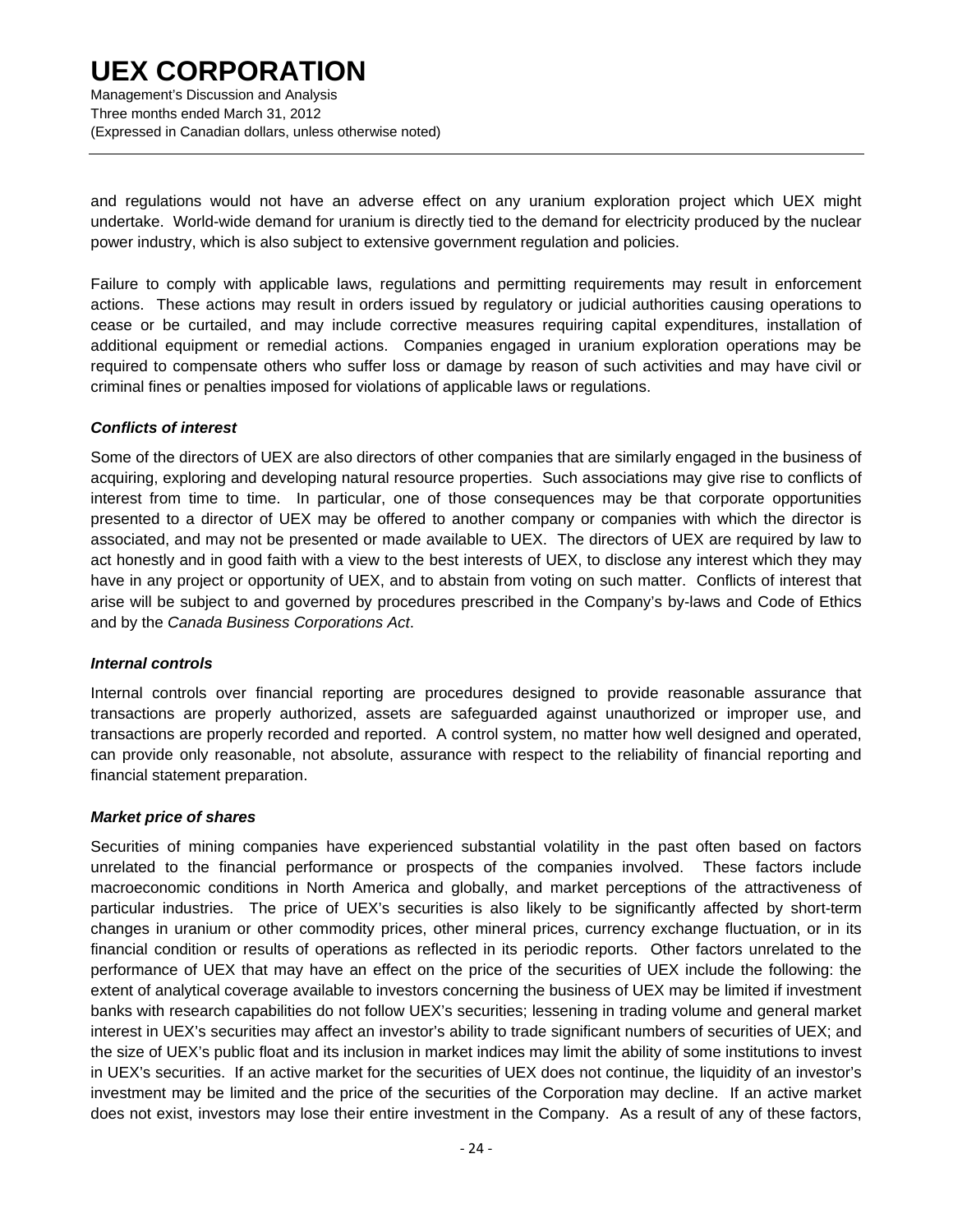and regulations would not have an adverse effect on any uranium exploration project which UEX might undertake. World-wide demand for uranium is directly tied to the demand for electricity produced by the nuclear power industry, which is also subject to extensive government regulation and policies.

Failure to comply with applicable laws, regulations and permitting requirements may result in enforcement actions. These actions may result in orders issued by regulatory or judicial authorities causing operations to cease or be curtailed, and may include corrective measures requiring capital expenditures, installation of additional equipment or remedial actions. Companies engaged in uranium exploration operations may be required to compensate others who suffer loss or damage by reason of such activities and may have civil or criminal fines or penalties imposed for violations of applicable laws or regulations.

***Conflicts of interest***

Some of the directors of UEX are also directors of other companies that are similarly engaged in the business of acquiring, exploring and developing natural resource properties. Such associations may give rise to conflicts of interest from time to time. In particular, one of those consequences may be that corporate opportunities presented to a director of UEX may be offered to another company or companies with which the director is associated, and may not be presented or made available to UEX. The directors of UEX are required by law to act honestly and in good faith with a view to the best interests of UEX, to disclose any interest which they may have in any project or opportunity of UEX, and to abstain from voting on such matter. Conflicts of interest that arise will be subject to and governed by procedures prescribed in the Company's by-laws and Code of Ethics and by the *Canada Business Corporations Act*.

***Internal controls***

Internal controls over financial reporting are procedures designed to provide reasonable assurance that transactions are properly authorized, assets are safeguarded against unauthorized or improper use, and transactions are properly recorded and reported. A control system, no matter how well designed and operated, can provide only reasonable, not absolute, assurance with respect to the reliability of financial reporting and financial statement preparation.

***Market price of shares***

Securities of mining companies have experienced substantial volatility in the past often based on factors unrelated to the financial performance or prospects of the companies involved. These factors include macroeconomic conditions in North America and globally, and market perceptions of the attractiveness of particular industries. The price of UEX's securities is also likely to be significantly affected by short-term changes in uranium or other commodity prices, other mineral prices, currency exchange fluctuation, or in its financial condition or results of operations as reflected in its periodic reports. Other factors unrelated to the performance of UEX that may have an effect on the price of the securities of UEX include the following: the extent of analytical coverage available to investors concerning the business of UEX may be limited if investment banks with research capabilities do not follow UEX's securities; lessening in trading volume and general market interest in UEX's securities may affect an investor's ability to trade significant numbers of securities of UEX; and the size of UEX's public float and its inclusion in market indices may limit the ability of some institutions to invest in UEX's securities. If an active market for the securities of UEX does not continue, the liquidity of an investor's investment may be limited and the price of the securities of the Corporation may decline. If an active market does not exist, investors may lose their entire investment in the Company. As a result of any of these factors,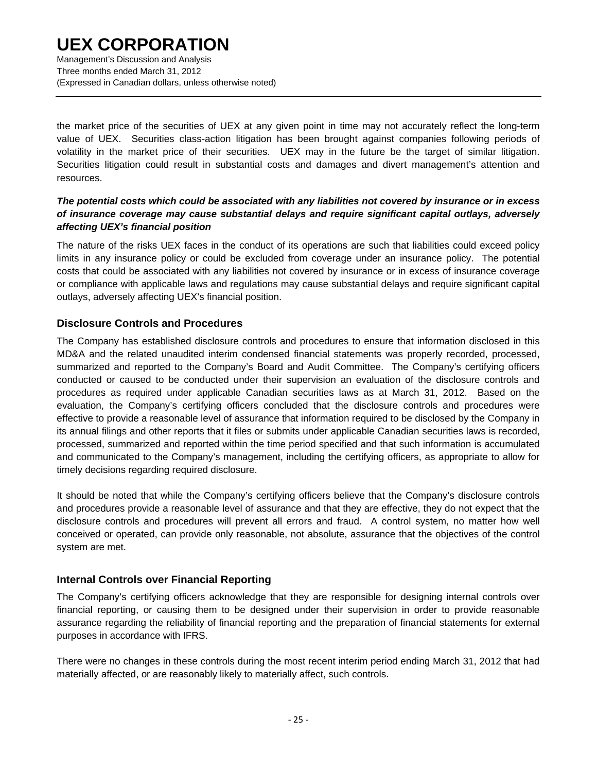the market price of the securities of UEX at any given point in time may not accurately reflect the long-term value of UEX. Securities class-action litigation has been brought against companies following periods of volatility in the market price of their securities. UEX may in the future be the target of similar litigation. Securities litigation could result in substantial costs and damages and divert management's attention and resources.

***The potential costs which could be associated with any liabilities not covered by insurance or in excess of insurance coverage may cause substantial delays and require significant capital outlays, adversely affecting UEX's financial position***

The nature of the risks UEX faces in the conduct of its operations are such that liabilities could exceed policy limits in any insurance policy or could be excluded from coverage under an insurance policy. The potential costs that could be associated with any liabilities not covered by insurance or in excess of insurance coverage or compliance with applicable laws and regulations may cause substantial delays and require significant capital outlays, adversely affecting UEX's financial position.

## Disclosure Controls and Procedures

The Company has established disclosure controls and procedures to ensure that information disclosed in this MD&A and the related unaudited interim condensed financial statements was properly recorded, processed, summarized and reported to the Company's Board and Audit Committee. The Company's certifying officers conducted or caused to be conducted under their supervision an evaluation of the disclosure controls and procedures as required under applicable Canadian securities laws as at March 31, 2012. Based on the evaluation, the Company's certifying officers concluded that the disclosure controls and procedures were effective to provide a reasonable level of assurance that information required to be disclosed by the Company in its annual filings and other reports that it files or submits under applicable Canadian securities laws is recorded, processed, summarized and reported within the time period specified and that such information is accumulated and communicated to the Company's management, including the certifying officers, as appropriate to allow for timely decisions regarding required disclosure.

It should be noted that while the Company's certifying officers believe that the Company's disclosure controls and procedures provide a reasonable level of assurance and that they are effective, they do not expect that the disclosure controls and procedures will prevent all errors and fraud. A control system, no matter how well conceived or operated, can provide only reasonable, not absolute, assurance that the objectives of the control system are met.

## Internal Controls over Financial Reporting

The Company's certifying officers acknowledge that they are responsible for designing internal controls over financial reporting, or causing them to be designed under their supervision in order to provide reasonable assurance regarding the reliability of financial reporting and the preparation of financial statements for external purposes in accordance with IFRS.

There were no changes in these controls during the most recent interim period ending March 31, 2012 that had materially affected, or are reasonably likely to materially affect, such controls.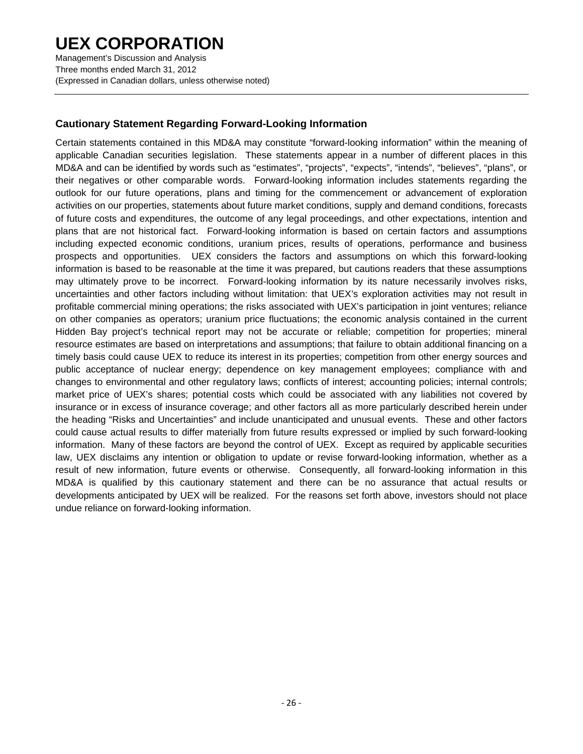## Cautionary Statement Regarding Forward-Looking Information

Certain statements contained in this MD&A may constitute "forward-looking information" within the meaning of applicable Canadian securities legislation. These statements appear in a number of different places in this MD&A and can be identified by words such as "estimates", "projects", "expects", "intends", "believes", "plans", or their negatives or other comparable words. Forward-looking information includes statements regarding the outlook for our future operations, plans and timing for the commencement or advancement of exploration activities on our properties, statements about future market conditions, supply and demand conditions, forecasts of future costs and expenditures, the outcome of any legal proceedings, and other expectations, intention and plans that are not historical fact. Forward-looking information is based on certain factors and assumptions including expected economic conditions, uranium prices, results of operations, performance and business prospects and opportunities. UEX considers the factors and assumptions on which this forward-looking information is based to be reasonable at the time it was prepared, but cautions readers that these assumptions may ultimately prove to be incorrect. Forward-looking information by its nature necessarily involves risks, uncertainties and other factors including without limitation: that UEX's exploration activities may not result in profitable commercial mining operations; the risks associated with UEX's participation in joint ventures; reliance on other companies as operators; uranium price fluctuations; the economic analysis contained in the current Hidden Bay project's technical report may not be accurate or reliable; competition for properties; mineral resource estimates are based on interpretations and assumptions; that failure to obtain additional financing on a timely basis could cause UEX to reduce its interest in its properties; competition from other energy sources and public acceptance of nuclear energy; dependence on key management employees; compliance with and changes to environmental and other regulatory laws; conflicts of interest; accounting policies; internal controls; market price of UEX's shares; potential costs which could be associated with any liabilities not covered by insurance or in excess of insurance coverage; and other factors all as more particularly described herein under the heading "Risks and Uncertainties" and include unanticipated and unusual events. These and other factors could cause actual results to differ materially from future results expressed or implied by such forward-looking information. Many of these factors are beyond the control of UEX. Except as required by applicable securities law, UEX disclaims any intention or obligation to update or revise forward-looking information, whether as a result of new information, future events or otherwise. Consequently, all forward-looking information in this MD&A is qualified by this cautionary statement and there can be no assurance that actual results or developments anticipated by UEX will be realized. For the reasons set forth above, investors should not place undue reliance on forward-looking information.